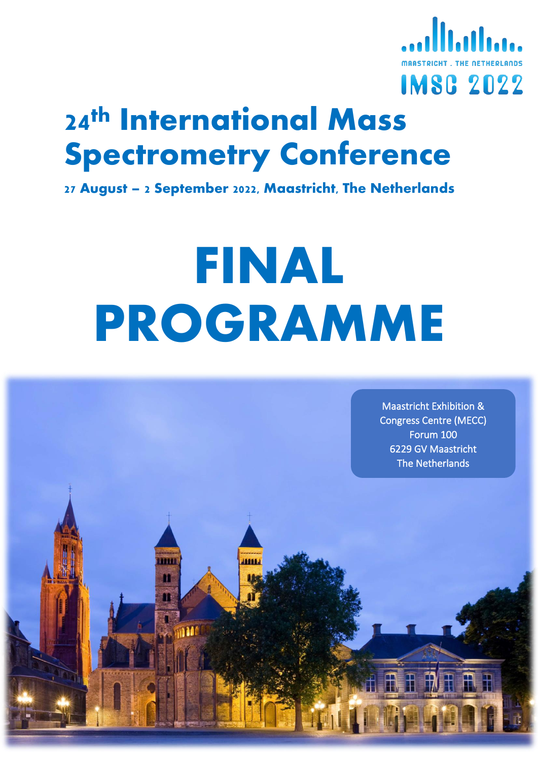MAASTRICHT . THE NETHERLANDS

IMSC 2022

# 24th International Mass Spectrometry Conference

**27 August – 2 September 2022, Maastricht, The Netherlands**

# FINAL PROGRAMME

Maastricht Exhibition & Congress Centre (MECC)
Forum 100
6229 GV Maastricht
The Netherlands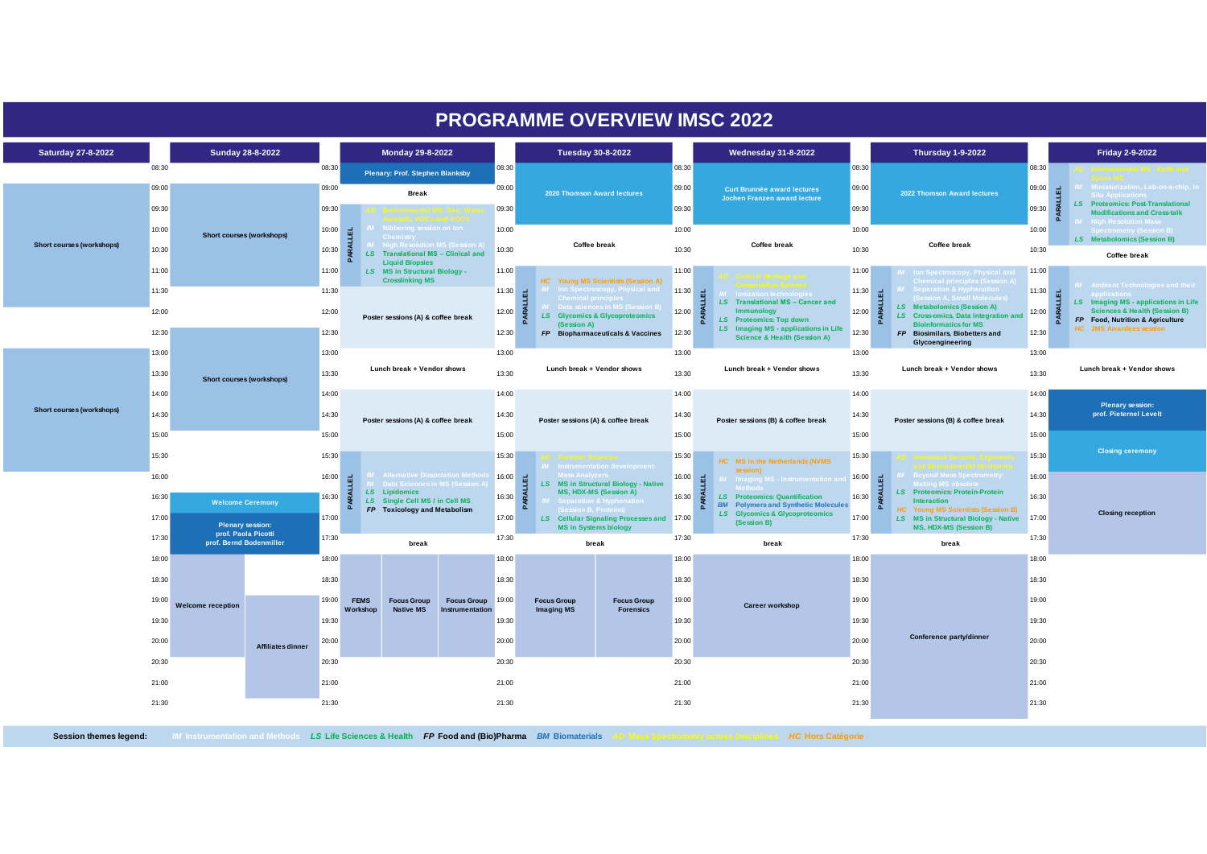# PROGRAMME OVERVIEW IMSC 2022

| Time | Saturday 27-8-2022 | Sunday 28-8-2022 | Monday 29-8-2022 | Tuesday 30-8-2022 | Wednesday 31-8-2022 | Thursday 1-9-2022 | Friday 2-9-2022 |
|---|---|---|---|---|---|---|---|
| 08:30 | | | Plenary: Prof. Stephen Blanksby | 2020 Thomson Award lectures | Curt Brunnée award lectures Jochen Franzen award lecture | 2022 Thomson Award lectures | PARALLEL: AD Environmental MS - Earth and Space MS; IM Miniaturization, Lab-on-a-chip, In Situ Applications; LS Proteomics: Post-Translational Modifications and Cross-talk; IM High Resolution Mass Spectrometry (Session B); LS Metabolomics (Session B) |
| 09:00 | Short courses (workshops) | Short courses (workshops) | Break | | | | |
| 09:30 | | | PARALLEL: AD Environmental MS: Gas, Water, Aerosols, VOCs and POPs; IM Nibbering session on Ion Chemistry; IM High Resolution MS (Session A); LS Translational MS – Clinical and Liquid Biopsies; LS MS in Structural Biology - Crosslinking MS | | | | |
| 10:00 | | | | Coffee break | Coffee break | Coffee break | |
| 10:30 | | | | | | | Coffee break |
| 11:00 | | | | PARALLEL: HC Young MS Scientists (Session A); IM Ion Spectroscopy, Physical and Chemical principles; IM Data sciences in MS (Session B); LS Glycomics & Glycoproteomics (Session A); FP Biopharmaceuticals & Vaccines | PARALLEL: AD Cultural heritage and Conservation Science; IM Ionization technologies; LS Translational MS – Cancer and Immunology; LS Proteomics: Top down; LS Imaging MS - applications in Life Science & Health (Session A) | PARALLEL: IM Ion Spectroscopy, Physical and Chemical principles (Session A); IM Separation & Hyphenation (Session A, Small Molecules); LS Metabolomics (Session A); LS Cross-omics, Data Integration and Bioinformatics for MS; FP Biosimilars, Biobetters and Glycoengineering | PARALLEL: IM Ambient Technologies and their applications; LS Imaging MS - applications in Life Sciences & Health (Session B); FP Food, Nutrition & Agriculture; HC JMS Awardees session |
| 11:30 | | | Poster sessions (A) & coffee break | | | | |
| 12:00 | | | | | | | |
| 12:30 | | Short courses (workshops) | | | | | |
| 13:00 | Short courses (workshops) | | Lunch break + Vendor shows | Lunch break + Vendor shows | Lunch break + Vendor shows | Lunch break + Vendor shows | Lunch break + Vendor shows |
| 13:30 | | | | | | | |
| 14:00 | | | Poster sessions (A) & coffee break | Poster sessions (A) & coffee break | Poster sessions (B) & coffee break | Poster sessions (B) & coffee break | Plenary session: prof. Pieternel Levelt |
| 14:30 | | | | | | | |
| 15:00 | | | | | | | Closing ceremony |
| 15:30 | | | | PARALLEL: AD Forensic sciences; IM Instrumentation development: Mass Analyzers; LS MS in Structural Biology - Native MS, HDX-MS (Session A); IM Separation & Hyphenation (Session B, Proteins); LS Cellular Signaling Processes and MS in Systems biology | PARALLEL: HC MS in the Netherlands (NVMS session); IM Imaging MS - Instrumentation and Methods; LS Proteomics: Quantification; BM Polymers and Synthetic Molecules; LS Glycomics & Glycoproteomics (Session B) | PARALLEL: AD Homeland Security, Explosives and Environmental Monitoring; IM Beyond Mass Spectrometry: Making MS obsolete; LS Proteomics: Protein-Protein Interaction; HC Young MS Scientists (Session B); LS MS in Structural Biology - Native MS, HDX-MS (Session B) | |
| 16:00 | | | PARALLEL: IM Alternative Dissociation Methods; IM Data Sciences in MS (Session A); LS Lipidomics; LS Single Cell MS / in Cell MS; FP Toxicology and Metabolism | | | | Closing reception |
| 16:30 | | Welcome Ceremony | | | | | |
| 17:00 | | Plenary session: prof. Paola Picotti, prof. Bernd Bodenmiller | | | | | |
| 17:30 | | | break | break | break | break | |
| 18:00 | | Welcome reception | FEMS Workshop / Focus Group Native MS / Focus Group Instrumentation | Focus Group Imaging MS / Focus Group Forensics | Career workshop | Conference party/dinner | |
| 18:30 | | | | | | | |
| 19:00 | | Affiliates dinner | | | | | |
| 19:30 | | | | | | | |
| 20:00 | | | | | | | |
| 20:30 | | | | | | | |
| 21:00 | | | | | | | |
| 21:30 | | | | | | | |

**Session themes legend:** *IM* Instrumentation and Methods *LS* Life Sciences & Health *FP* Food and (Bio)Pharma *BM* Biomaterials *AD* Mass Spectrometry across Disciplines *HC* Hors Catégorie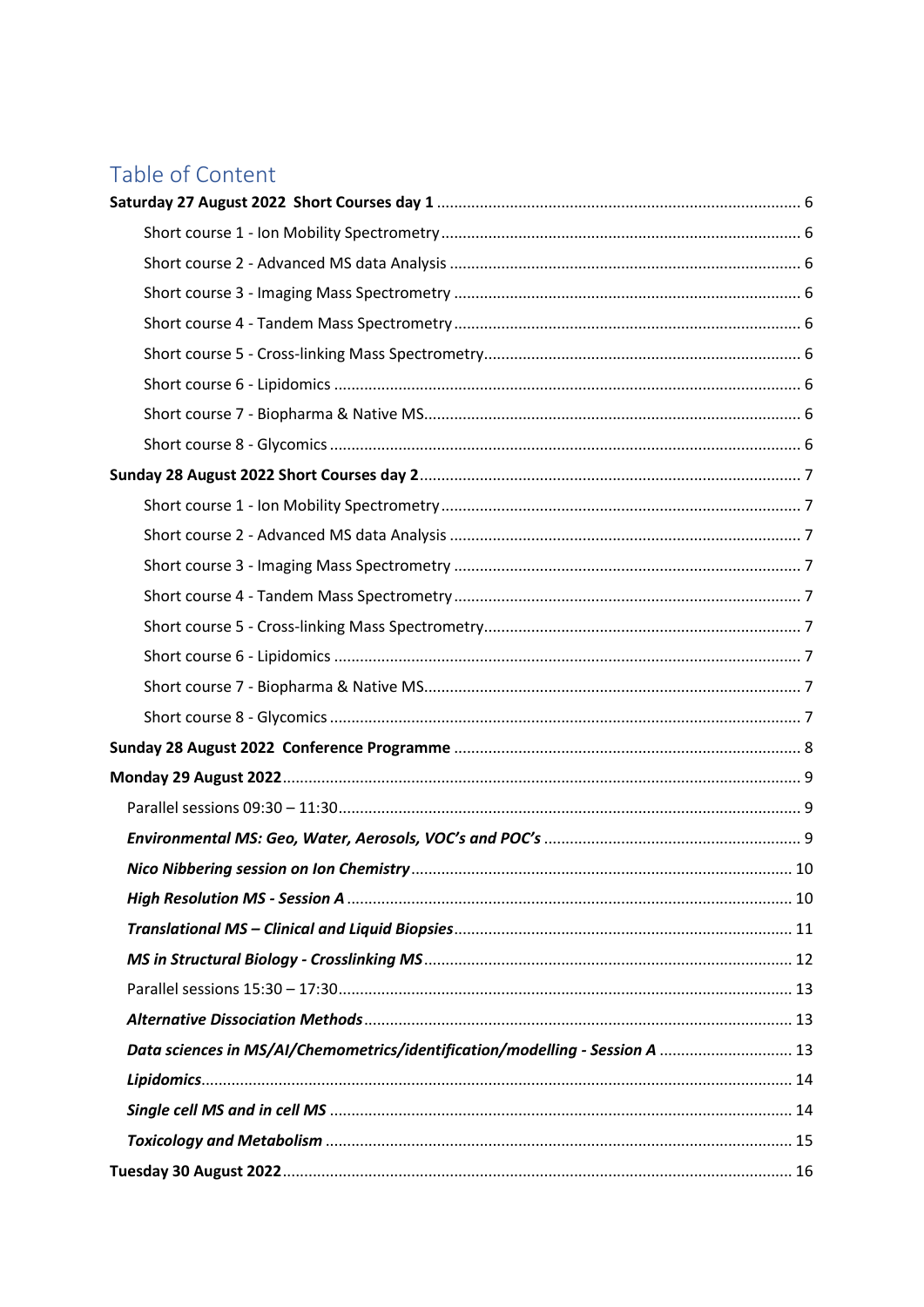# Table of Content

**Saturday 27 August 2022 Short Courses day 1** ..... 6

- Short course 1 - Ion Mobility Spectrometry ..... 6
- Short course 2 - Advanced MS data Analysis ..... 6
- Short course 3 - Imaging Mass Spectrometry ..... 6
- Short course 4 - Tandem Mass Spectrometry ..... 6
- Short course 5 - Cross-linking Mass Spectrometry ..... 6
- Short course 6 - Lipidomics ..... 6
- Short course 7 - Biopharma & Native MS ..... 6
- Short course 8 - Glycomics ..... 6

**Sunday 28 August 2022 Short Courses day 2** ..... 7

- Short course 1 - Ion Mobility Spectrometry ..... 7
- Short course 2 - Advanced MS data Analysis ..... 7
- Short course 3 - Imaging Mass Spectrometry ..... 7
- Short course 4 - Tandem Mass Spectrometry ..... 7
- Short course 5 - Cross-linking Mass Spectrometry ..... 7
- Short course 6 - Lipidomics ..... 7
- Short course 7 - Biopharma & Native MS ..... 7
- Short course 8 - Glycomics ..... 7

**Sunday 28 August 2022 Conference Programme** ..... 8

**Monday 29 August 2022** ..... 9

- Parallel sessions 09:30 – 11:30 ..... 9
- ***Environmental MS: Geo, Water, Aerosols, VOC's and POC's*** ..... 9
- ***Nico Nibbering session on Ion Chemistry*** ..... 10
- ***High Resolution MS - Session A*** ..... 10
- ***Translational MS – Clinical and Liquid Biopsies*** ..... 11
- ***MS in Structural Biology - Crosslinking MS*** ..... 12
- Parallel sessions 15:30 – 17:30 ..... 13
- ***Alternative Dissociation Methods*** ..... 13
- ***Data sciences in MS/AI/Chemometrics/identification/modelling - Session A*** ..... 13
- ***Lipidomics*** ..... 14
- ***Single cell MS and in cell MS*** ..... 14
- ***Toxicology and Metabolism*** ..... 15

**Tuesday 30 August 2022** ..... 16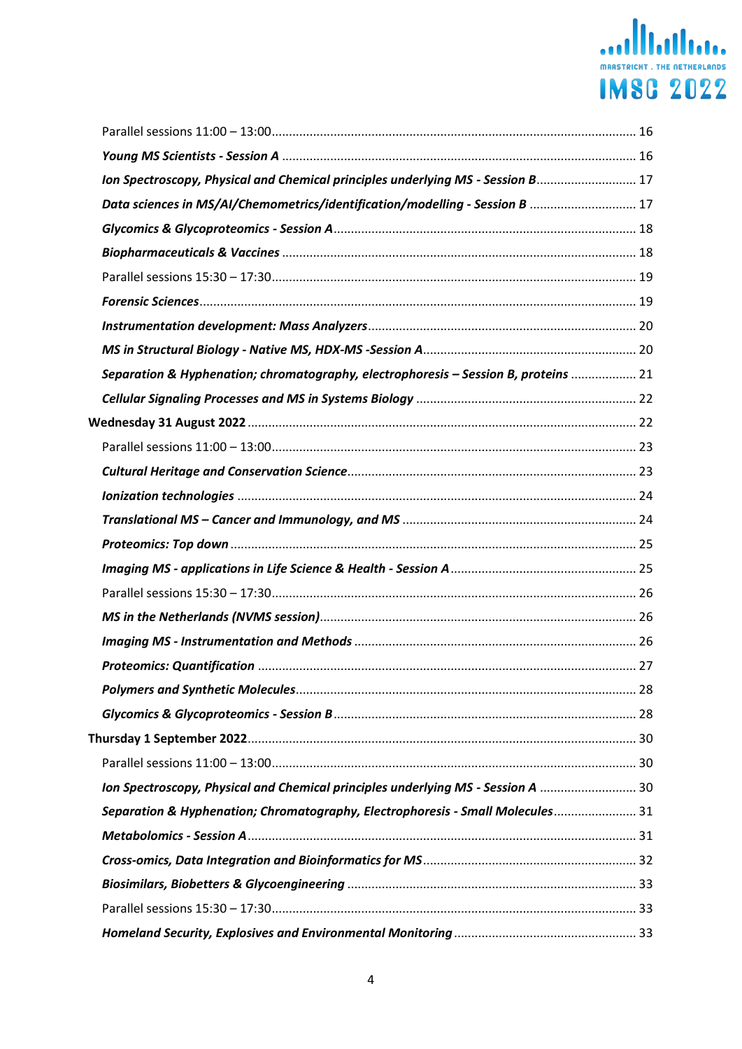Parallel sessions 11:00 – 13:00 ... 16

***Young MS Scientists - Session A*** ... 16

***Ion Spectroscopy, Physical and Chemical principles underlying MS - Session B*** ... 17

***Data sciences in MS/AI/Chemometrics/identification/modelling - Session B*** ... 17

***Glycomics & Glycoproteomics - Session A*** ... 18

***Biopharmaceuticals & Vaccines*** ... 18

Parallel sessions 15:30 – 17:30 ... 19

***Forensic Sciences*** ... 19

***Instrumentation development: Mass Analyzers*** ... 20

***MS in Structural Biology - Native MS, HDX-MS -Session A*** ... 20

***Separation & Hyphenation; chromatography, electrophoresis – Session B, proteins*** ... 21

***Cellular Signaling Processes and MS in Systems Biology*** ... 22

**Wednesday 31 August 2022** ... 22

Parallel sessions 11:00 – 13:00 ... 23

***Cultural Heritage and Conservation Science*** ... 23

***Ionization technologies*** ... 24

***Translational MS – Cancer and Immunology, and MS*** ... 24

***Proteomics: Top down*** ... 25

***Imaging MS - applications in Life Science & Health - Session A*** ... 25

Parallel sessions 15:30 – 17:30 ... 26

***MS in the Netherlands (NVMS session)*** ... 26

***Imaging MS - Instrumentation and Methods*** ... 26

***Proteomics: Quantification*** ... 27

***Polymers and Synthetic Molecules*** ... 28

***Glycomics & Glycoproteomics - Session B*** ... 28

**Thursday 1 September 2022** ... 30

Parallel sessions 11:00 – 13:00 ... 30

***Ion Spectroscopy, Physical and Chemical principles underlying MS - Session A*** ... 30

***Separation & Hyphenation; Chromatography, Electrophoresis - Small Molecules*** ... 31

***Metabolomics - Session A*** ... 31

***Cross-omics, Data Integration and Bioinformatics for MS*** ... 32

***Biosimilars, Biobetters & Glycoengineering*** ... 33

Parallel sessions 15:30 – 17:30 ... 33

***Homeland Security, Explosives and Environmental Monitoring*** ... 33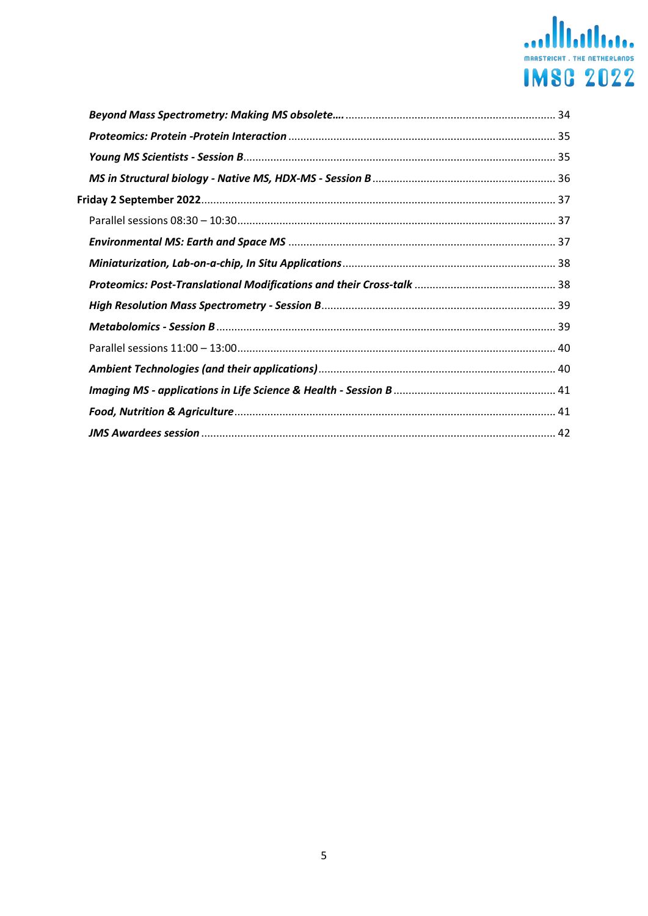*Beyond Mass Spectrometry: Making MS obsolete….* ..................................................................... 34

*Proteomics: Protein -Protein Interaction* ........................................................................................ 35

*Young MS Scientists - Session B*....................................................................................................... 35

*MS in Structural biology - Native MS, HDX-MS - Session B* ............................................................ 36

**Friday 2 September 2022**..................................................................................................................... 37

Parallel sessions 08:30 – 10:30......................................................................................................... 37

*Environmental MS: Earth and Space MS* ........................................................................................ 37

*Miniaturization, Lab-on-a-chip, In Situ Applications*...................................................................... 38

*Proteomics: Post-Translational Modifications and their Cross-talk* ............................................... 38

*High Resolution Mass Spectrometry - Session B*............................................................................. 39

*Metabolomics - Session B* ................................................................................................................ 39

Parallel sessions 11:00 – 13:00......................................................................................................... 40

*Ambient Technologies (and their applications)*.............................................................................. 40

*Imaging MS - applications in Life Science & Health - Session B* ..................................................... 41

*Food, Nutrition & Agriculture*.......................................................................................................... 41

*JMS Awardees session* ..................................................................................................................... 42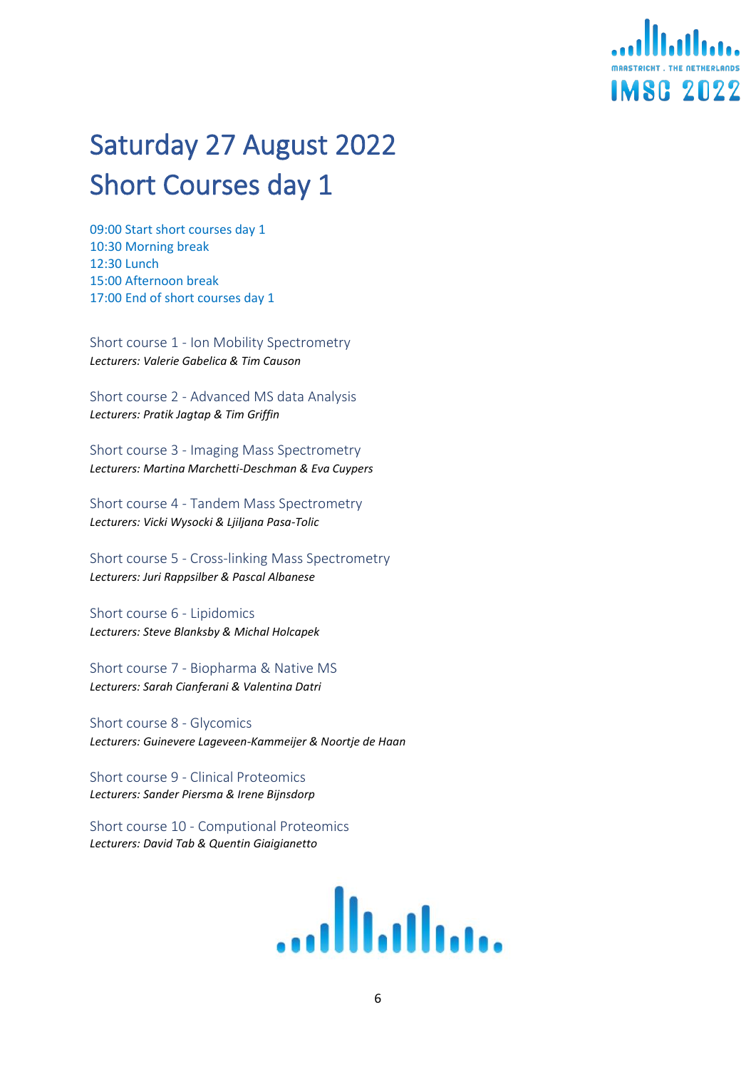# Saturday 27 August 2022
# Short Courses day 1

09:00 Start short courses day 1
10:30 Morning break
12:30 Lunch
15:00 Afternoon break
17:00 End of short courses day 1

Short course 1 - Ion Mobility Spectrometry
*Lecturers: Valerie Gabelica & Tim Causon*

Short course 2 - Advanced MS data Analysis
*Lecturers: Pratik Jagtap & Tim Griffin*

Short course 3 - Imaging Mass Spectrometry
*Lecturers: Martina Marchetti-Deschman & Eva Cuypers*

Short course 4 - Tandem Mass Spectrometry
*Lecturers: Vicki Wysocki & Ljiljana Pasa-Tolic*

Short course 5 - Cross-linking Mass Spectrometry
*Lecturers: Juri Rappsilber & Pascal Albanese*

Short course 6 - Lipidomics
*Lecturers: Steve Blanksby & Michal Holcapek*

Short course 7 - Biopharma & Native MS
*Lecturers: Sarah Cianferani & Valentina Datri*

Short course 8 - Glycomics
*Lecturers: Guinevere Lageveen-Kammeijer & Noortje de Haan*

Short course 9 - Clinical Proteomics
*Lecturers: Sander Piersma & Irene Bijnsdorp*

Short course 10 - Compututional Proteomics
*Lecturers: David Tab & Quentin Giaigianetto*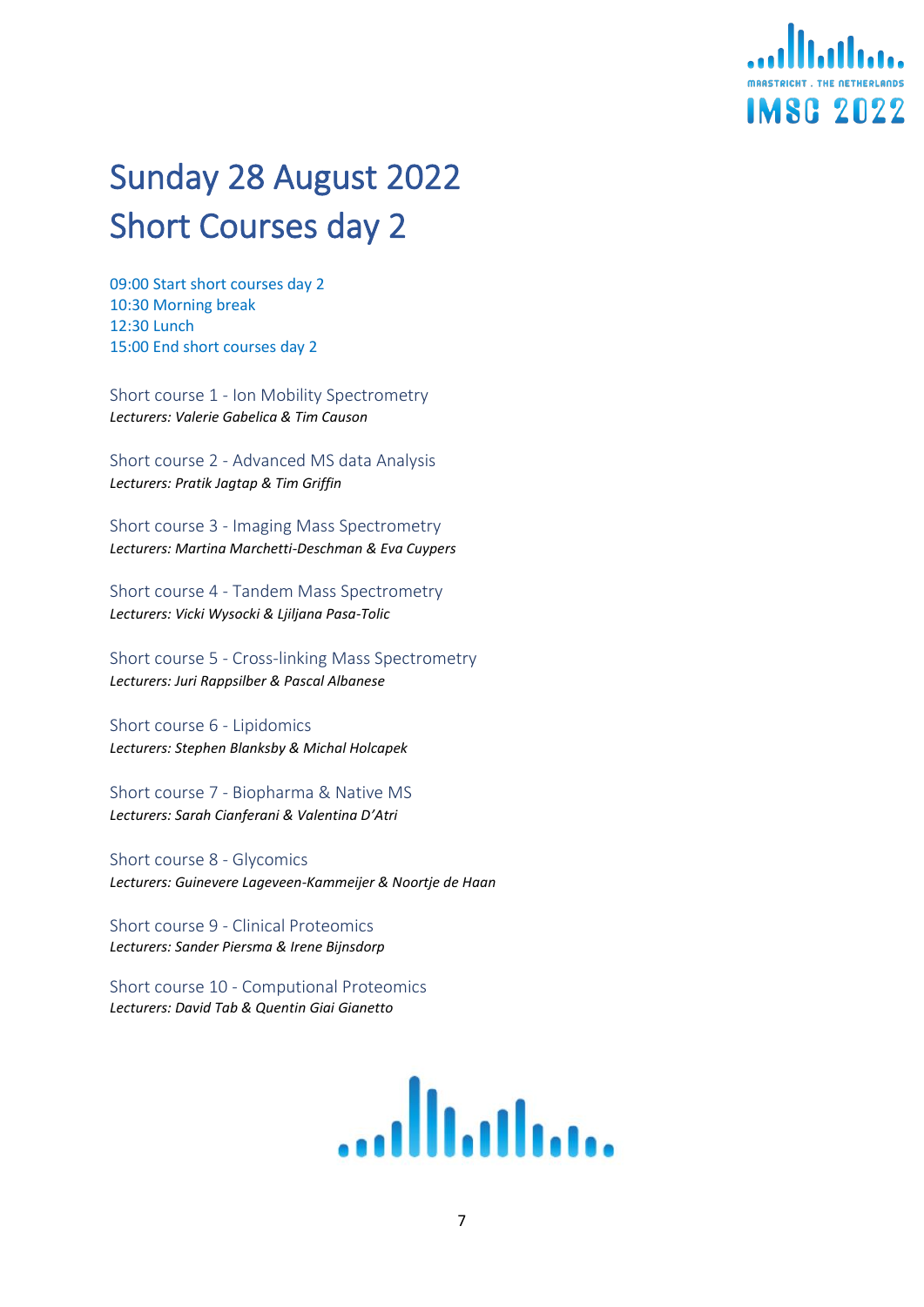# Sunday 28 August 2022
# Short Courses day 2

09:00 Start short courses day 2
10:30 Morning break
12:30 Lunch
15:00 End short courses day 2

Short course 1 - Ion Mobility Spectrometry
*Lecturers: Valerie Gabelica & Tim Causon*

Short course 2 - Advanced MS data Analysis
*Lecturers: Pratik Jagtap & Tim Griffin*

Short course 3 - Imaging Mass Spectrometry
*Lecturers: Martina Marchetti-Deschman & Eva Cuypers*

Short course 4 - Tandem Mass Spectrometry
*Lecturers: Vicki Wysocki & Ljiljana Pasa-Tolic*

Short course 5 - Cross-linking Mass Spectrometry
*Lecturers: Juri Rappsilber & Pascal Albanese*

Short course 6 - Lipidomics
*Lecturers: Stephen Blanksby & Michal Holcapek*

Short course 7 - Biopharma & Native MS
*Lecturers: Sarah Cianferani & Valentina D'Atri*

Short course 8 - Glycomics
*Lecturers: Guinevere Lageveen-Kammeijer & Noortje de Haan*

Short course 9 - Clinical Proteomics
*Lecturers: Sander Piersma & Irene Bijnsdorp*

Short course 10 - Computional Proteomics
*Lecturers: David Tab & Quentin Giai Gianetto*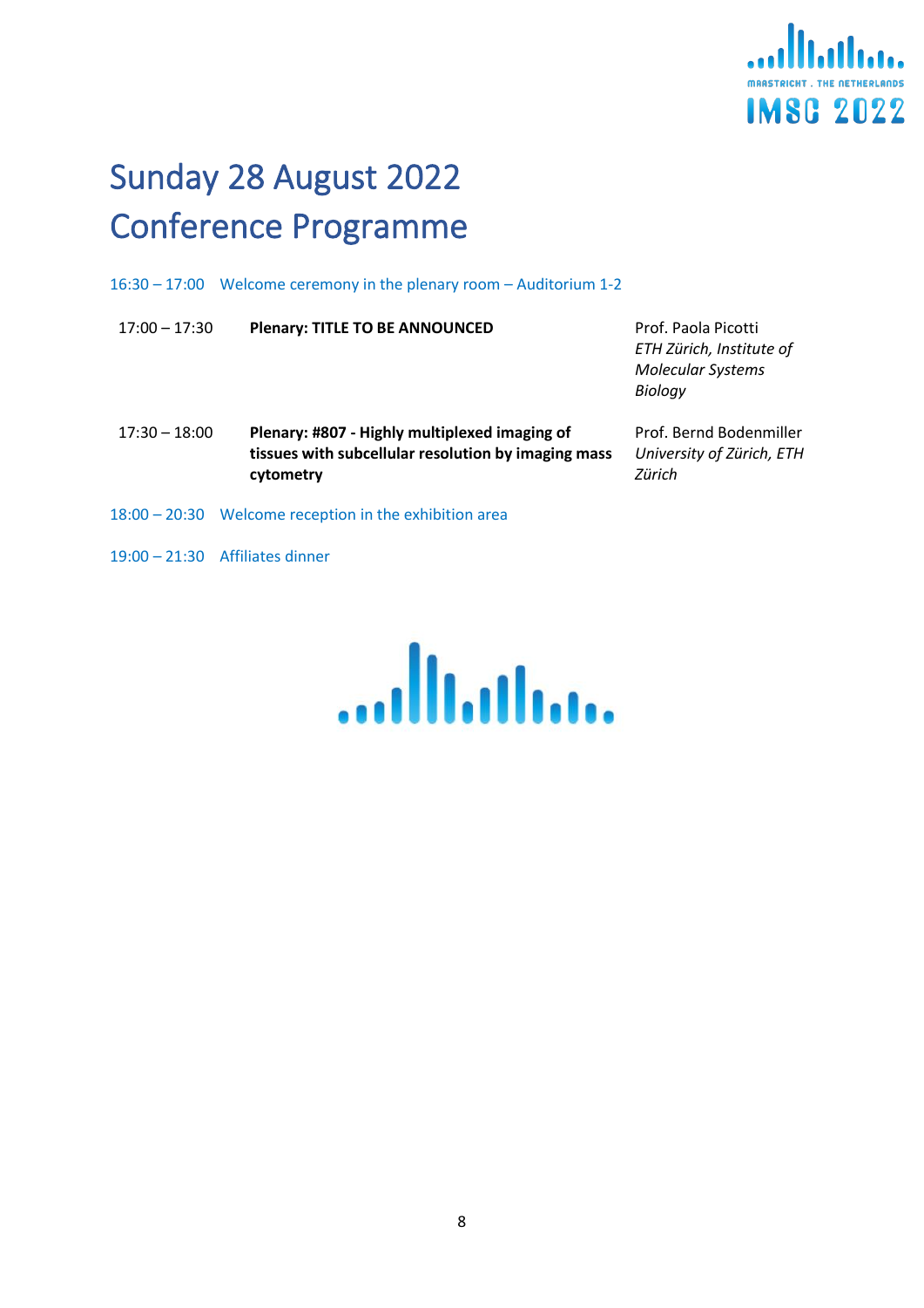# Sunday 28 August 2022
# Conference Programme

16:30 – 17:00 Welcome ceremony in the plenary room – Auditorium 1-2

| | | |
|---|---|---|
| 17:00 – 17:30 | **Plenary: TITLE TO BE ANNOUNCED** | Prof. Paola Picotti *ETH Zürich, Institute of Molecular Systems Biology* |
| 17:30 – 18:00 | **Plenary: #807 - Highly multiplexed imaging of tissues with subcellular resolution by imaging mass cytometry** | Prof. Bernd Bodenmiller *University of Zürich, ETH Zürich* |

18:00 – 20:30 Welcome reception in the exhibition area

19:00 – 21:30 Affiliates dinner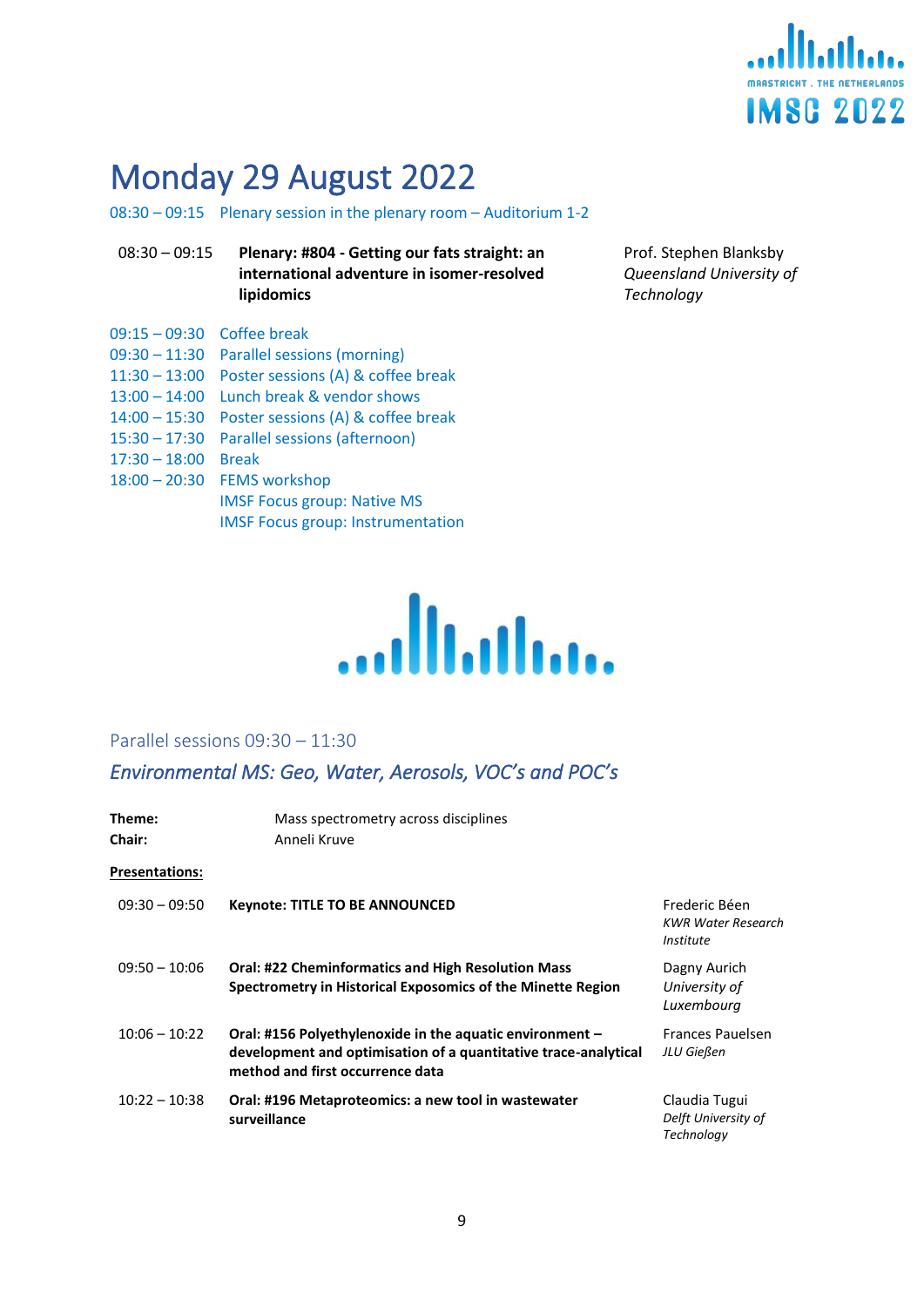# Monday 29 August 2022

08:30 – 09:15 Plenary session in the plenary room – Auditorium 1-2

| | | |
|---|---|---|
| 08:30 – 09:15 | **Plenary: #804 - Getting our fats straight: an international adventure in isomer-resolved lipidomics** | Prof. Stephen Blanksby *Queensland University of Technology* |

09:15 – 09:30 Coffee break
09:30 – 11:30 Parallel sessions (morning)
11:30 – 13:00 Poster sessions (A) & coffee break
13:00 – 14:00 Lunch break & vendor shows
14:00 – 15:30 Poster sessions (A) & coffee break
15:30 – 17:30 Parallel sessions (afternoon)
17:30 – 18:00 Break
18:00 – 20:30 FEMS workshop
IMSF Focus group: Native MS
IMSF Focus group: Instrumentation

## Parallel sessions 09:30 – 11:30

### *Environmental MS: Geo, Water, Aerosols, VOC's and POC's*

**Theme:** Mass spectrometry across disciplines
**Chair:** Anneli Kruve

**Presentations:**

| | | |
|---|---|---|
| 09:30 – 09:50 | **Keynote: TITLE TO BE ANNOUNCED** | Frederic Béen *KWR Water Research Institute* |
| 09:50 – 10:06 | **Oral: #22 Cheminformatics and High Resolution Mass Spectrometry in Historical Exposomics of the Minette Region** | Dagny Aurich *University of Luxembourg* |
| 10:06 – 10:22 | **Oral: #156 Polyethylenoxide in the aquatic environment – development and optimisation of a quantitative trace-analytical method and first occurrence data** | Frances Pauelsen *JLU Gießen* |
| 10:22 – 10:38 | **Oral: #196 Metaproteomics: a new tool in wastewater surveillance** | Claudia Tugui *Delft University of Technology* |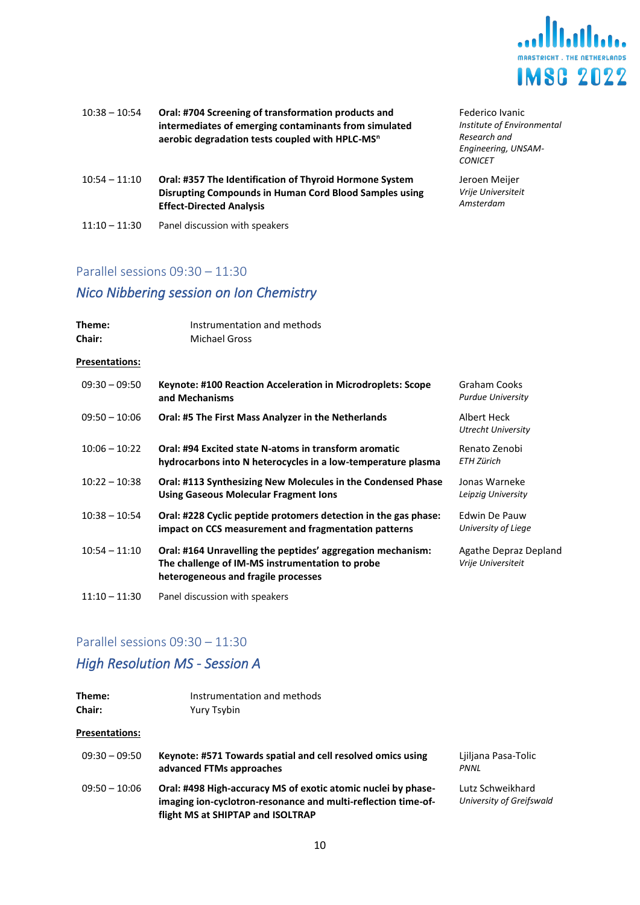| | | |
|---|---|---|
| 10:38 – 10:54 | **Oral: #704 Screening of transformation products and intermediates of emerging contaminants from simulated aerobic degradation tests coupled with HPLC-$MS^n$** | Federico Ivanic *Institute of Environmental Research and Engineering, UNSAM-CONICET* |
| 10:54 – 11:10 | **Oral: #357 The Identification of Thyroid Hormone System Disrupting Compounds in Human Cord Blood Samples using Effect-Directed Analysis** | Jeroen Meijer *Vrije Universiteit Amsterdam* |
| 11:10 – 11:30 | Panel discussion with speakers | |

## Parallel sessions 09:30 – 11:30

### *Nico Nibbering session on Ion Chemistry*

**Theme:** Instrumentation and methods
**Chair:** Michael Gross

**Presentations:**

| | | |
|---|---|---|
| 09:30 – 09:50 | **Keynote: #100 Reaction Acceleration in Microdroplets: Scope and Mechanisms** | Graham Cooks *Purdue University* |
| 09:50 – 10:06 | **Oral: #5 The First Mass Analyzer in the Netherlands** | Albert Heck *Utrecht University* |
| 10:06 – 10:22 | **Oral: #94 Excited state N-atoms in transform aromatic hydrocarbons into N heterocycles in a low-temperature plasma** | Renato Zenobi *ETH Zürich* |
| 10:22 – 10:38 | **Oral: #113 Synthesizing New Molecules in the Condensed Phase Using Gaseous Molecular Fragment Ions** | Jonas Warneke *Leipzig University* |
| 10:38 – 10:54 | **Oral: #228 Cyclic peptide protomers detection in the gas phase: impact on CCS measurement and fragmentation patterns** | Edwin De Pauw *University of Liege* |
| 10:54 – 11:10 | **Oral: #164 Unravelling the peptides' aggregation mechanism: The challenge of IM-MS instrumentation to probe heterogeneous and fragile processes** | Agathe Depraz Depland *Vrije Universiteit* |
| 11:10 – 11:30 | Panel discussion with speakers | |

## Parallel sessions 09:30 – 11:30

### *High Resolution MS - Session A*

**Theme:** Instrumentation and methods
**Chair:** Yury Tsybin

**Presentations:**

| | | |
|---|---|---|
| 09:30 – 09:50 | **Keynote: #571 Towards spatial and cell resolved omics using advanced FTMs approaches** | Ljiljana Pasa-Tolic *PNNL* |
| 09:50 – 10:06 | **Oral: #498 High-accuracy MS of exotic atomic nuclei by phase-imaging ion-cyclotron-resonance and multi-reflection time-of-flight MS at SHIPTAP and ISOLTRAP** | Lutz Schweikhard *University of Greifswald* |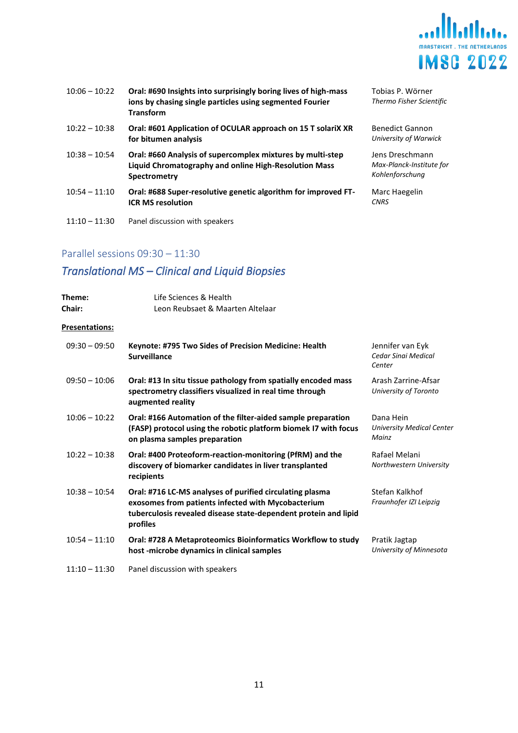| | | |
|---|---|---|
| 10:06 – 10:22 | **Oral: #690 Insights into surprisingly boring lives of high-mass ions by chasing single particles using segmented Fourier Transform** | Tobias P. Wörner<br>*Thermo Fisher Scientific* |
| 10:22 – 10:38 | **Oral: #601 Application of OCULAR approach on 15 T solariX XR for bitumen analysis** | Benedict Gannon<br>*University of Warwick* |
| 10:38 – 10:54 | **Oral: #660 Analysis of supercomplex mixtures by multi-step Liquid Chromatography and online High-Resolution Mass Spectrometry** | Jens Dreschmann<br>*Max-Planck-Institute for Kohlenforschung* |
| 10:54 – 11:10 | **Oral: #688 Super-resolutive genetic algorithm for improved FT-ICR MS resolution** | Marc Haegelin<br>*CNRS* |
| 11:10 – 11:30 | Panel discussion with speakers | |

## Parallel sessions 09:30 – 11:30

### *Translational MS – Clinical and Liquid Biopsies*

**Theme:** Life Sciences & Health
**Chair:** Leon Reubsaet & Maarten Altelaar

**Presentations:**

| | | |
|---|---|---|
| 09:30 – 09:50 | **Keynote: #795 Two Sides of Precision Medicine: Health Surveillance** | Jennifer van Eyk<br>*Cedar Sinai Medical Center* |
| 09:50 – 10:06 | **Oral: #13 In situ tissue pathology from spatially encoded mass spectrometry classifiers visualized in real time through augmented reality** | Arash Zarrine-Afsar<br>*University of Toronto* |
| 10:06 – 10:22 | **Oral: #166 Automation of the filter-aided sample preparation (FASP) protocol using the robotic platform biomek I7 with focus on plasma samples preparation** | Dana Hein<br>*University Medical Center Mainz* |
| 10:22 – 10:38 | **Oral: #400 Proteoform-reaction-monitoring (PfRM) and the discovery of biomarker candidates in liver transplanted recipients** | Rafael Melani<br>*Northwestern University* |
| 10:38 – 10:54 | **Oral: #716 LC-MS analyses of purified circulating plasma exosomes from patients infected with Mycobacterium tuberculosis revealed disease state-dependent protein and lipid profiles** | Stefan Kalkhof<br>*Fraunhofer IZI Leipzig* |
| 10:54 – 11:10 | **Oral: #728 A Metaproteomics Bioinformatics Workflow to study host -microbe dynamics in clinical samples** | Pratik Jagtap<br>*University of Minnesota* |
| 11:10 – 11:30 | Panel discussion with speakers | |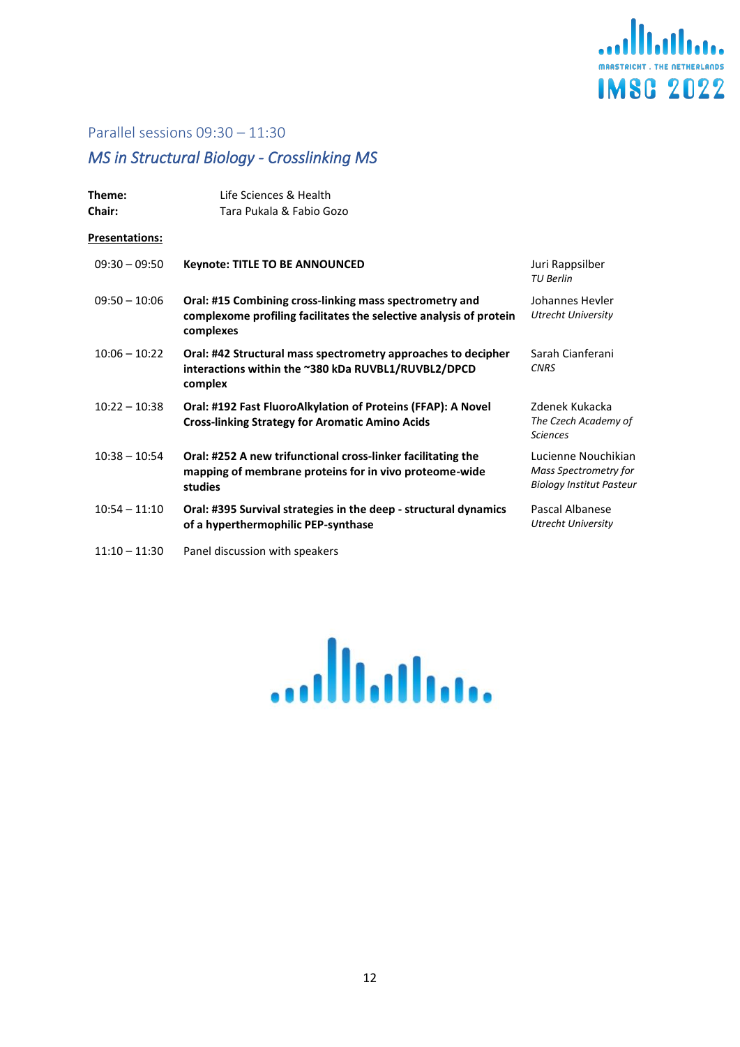## Parallel sessions 09:30 – 11:30

### *MS in Structural Biology - Crosslinking MS*

**Theme:** Life Sciences & Health
**Chair:** Tara Pukala & Fabio Gozo

**Presentations:**

| | | |
|---|---|---|
| 09:30 – 09:50 | **Keynote: TITLE TO BE ANNOUNCED** | Juri Rappsilber<br>*TU Berlin* |
| 09:50 – 10:06 | **Oral: #15 Combining cross-linking mass spectrometry and complexome profiling facilitates the selective analysis of protein complexes** | Johannes Hevler<br>*Utrecht University* |
| 10:06 – 10:22 | **Oral: #42 Structural mass spectrometry approaches to decipher interactions within the ~380 kDa RUVBL1/RUVBL2/DPCD complex** | Sarah Cianferani<br>*CNRS* |
| 10:22 – 10:38 | **Oral: #192 Fast FluoroAlkylation of Proteins (FFAP): A Novel Cross-linking Strategy for Aromatic Amino Acids** | Zdenek Kukacka<br>*The Czech Academy of Sciences* |
| 10:38 – 10:54 | **Oral: #252 A new trifunctional cross-linker facilitating the mapping of membrane proteins for in vivo proteome-wide studies** | Lucienne Nouchikian<br>*Mass Spectrometry for Biology Institut Pasteur* |
| 10:54 – 11:10 | **Oral: #395 Survival strategies in the deep - structural dynamics of a hyperthermophilic PEP-synthase** | Pascal Albanese<br>*Utrecht University* |
| 11:10 – 11:30 | Panel discussion with speakers | |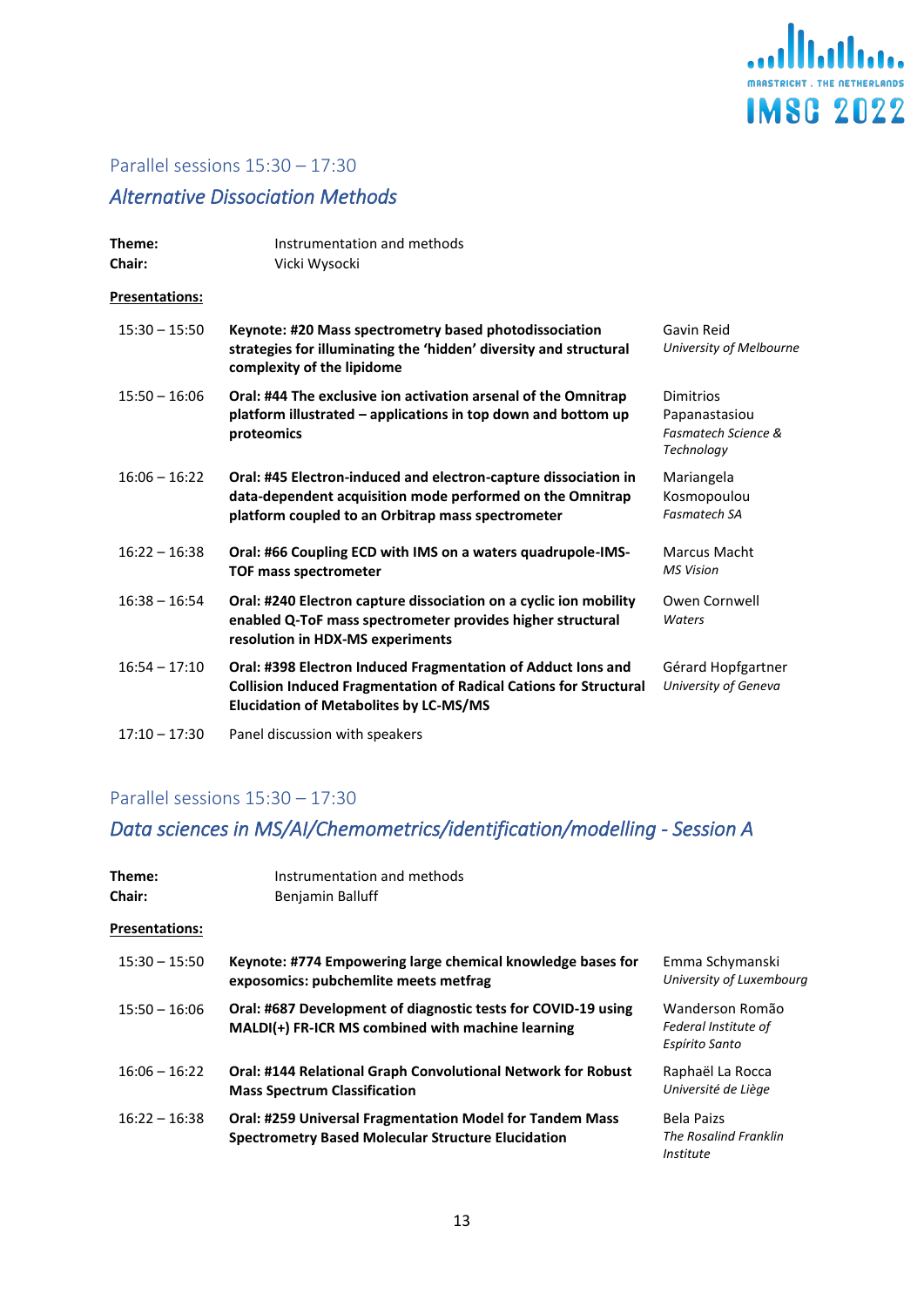## Parallel sessions 15:30 – 17:30

### *Alternative Dissociation Methods*

**Theme:** Instrumentation and methods
**Chair:** Vicki Wysocki

**Presentations:**

| Time | Presentation | Speaker |
|---|---|---|
| 15:30 – 15:50 | **Keynote: #20 Mass spectrometry based photodissociation strategies for illuminating the 'hidden' diversity and structural complexity of the lipidome** | Gavin Reid *University of Melbourne* |
| 15:50 – 16:06 | **Oral: #44 The exclusive ion activation arsenal of the Omnitrap platform illustrated – applications in top down and bottom up proteomics** | Dimitrios Papanastasiou *Fasmatech Science & Technology* |
| 16:06 – 16:22 | **Oral: #45 Electron-induced and electron-capture dissociation in data-dependent acquisition mode performed on the Omnitrap platform coupled to an Orbitrap mass spectrometer** | Mariangela Kosmopoulou *Fasmatech SA* |
| 16:22 – 16:38 | **Oral: #66 Coupling ECD with IMS on a waters quadrupole-IMS-TOF mass spectrometer** | Marcus Macht *MS Vision* |
| 16:38 – 16:54 | **Oral: #240 Electron capture dissociation on a cyclic ion mobility enabled Q-ToF mass spectrometer provides higher structural resolution in HDX-MS experiments** | Owen Cornwell *Waters* |
| 16:54 – 17:10 | **Oral: #398 Electron Induced Fragmentation of Adduct Ions and Collision Induced Fragmentation of Radical Cations for Structural Elucidation of Metabolites by LC-MS/MS** | Gérard Hopfgartner *University of Geneva* |
| 17:10 – 17:30 | Panel discussion with speakers | |

## Parallel sessions 15:30 – 17:30

### *Data sciences in MS/AI/Chemometrics/identification/modelling - Session A*

**Theme:** Instrumentation and methods
**Chair:** Benjamin Balluff

**Presentations:**

| Time | Presentation | Speaker |
|---|---|---|
| 15:30 – 15:50 | **Keynote: #774 Empowering large chemical knowledge bases for exposomics: pubchemlite meets metfrag** | Emma Schymanski *University of Luxembourg* |
| 15:50 – 16:06 | **Oral: #687 Development of diagnostic tests for COVID-19 using MALDI(+) FR-ICR MS combined with machine learning** | Wanderson Romão *Federal Institute of Espírito Santo* |
| 16:06 – 16:22 | **Oral: #144 Relational Graph Convolutional Network for Robust Mass Spectrum Classification** | Raphaël La Rocca *Université de Liège* |
| 16:22 – 16:38 | **Oral: #259 Universal Fragmentation Model for Tandem Mass Spectrometry Based Molecular Structure Elucidation** | Bela Paizs *The Rosalind Franklin Institute* |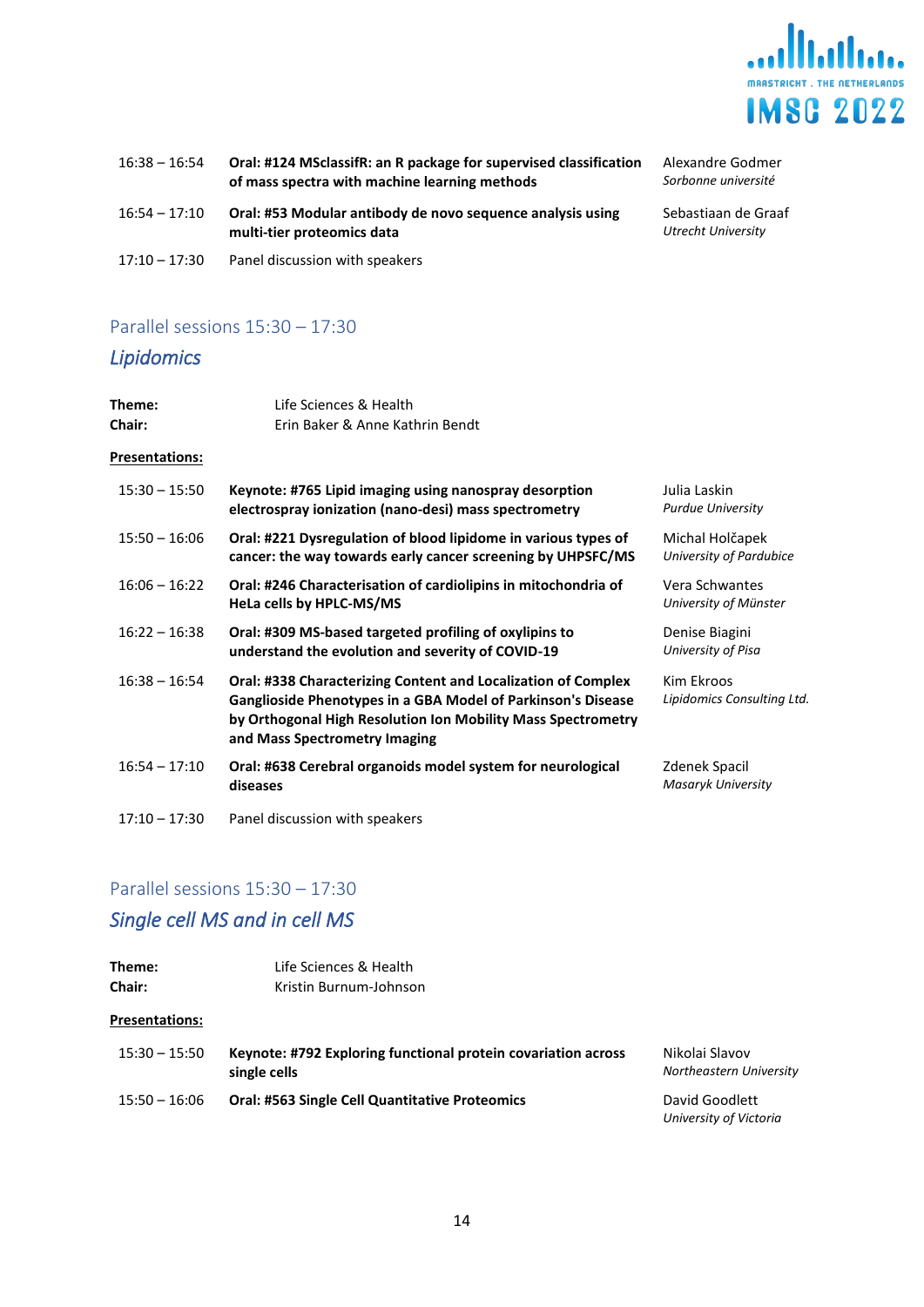| | | |
|---|---|---|
| 16:38 – 16:54 | **Oral: #124 MSclassifR: an R package for supervised classification of mass spectra with machine learning methods** | Alexandre Godmer *Sorbonne université* |
| 16:54 – 17:10 | **Oral: #53 Modular antibody de novo sequence analysis using multi-tier proteomics data** | Sebastiaan de Graaf *Utrecht University* |
| 17:10 – 17:30 | Panel discussion with speakers | |

## Parallel sessions 15:30 – 17:30

### *Lipidomics*

**Theme:** Life Sciences & Health
**Chair:** Erin Baker & Anne Kathrin Bendt

**Presentations:**

| | | |
|---|---|---|
| 15:30 – 15:50 | **Keynote: #765 Lipid imaging using nanospray desorption electrospray ionization (nano-desi) mass spectrometry** | Julia Laskin *Purdue University* |
| 15:50 – 16:06 | **Oral: #221 Dysregulation of blood lipidome in various types of cancer: the way towards early cancer screening by UHPSFC/MS** | Michal Holčapek *University of Pardubice* |
| 16:06 – 16:22 | **Oral: #246 Characterisation of cardiolipins in mitochondria of HeLa cells by HPLC-MS/MS** | Vera Schwantes *University of Münster* |
| 16:22 – 16:38 | **Oral: #309 MS-based targeted profiling of oxylipins to understand the evolution and severity of COVID-19** | Denise Biagini *University of Pisa* |
| 16:38 – 16:54 | **Oral: #338 Characterizing Content and Localization of Complex Ganglioside Phenotypes in a GBA Model of Parkinson's Disease by Orthogonal High Resolution Ion Mobility Mass Spectrometry and Mass Spectrometry Imaging** | Kim Ekroos *Lipidomics Consulting Ltd.* |
| 16:54 – 17:10 | **Oral: #638 Cerebral organoids model system for neurological diseases** | Zdenek Spacil *Masaryk University* |
| 17:10 – 17:30 | Panel discussion with speakers | |

## Parallel sessions 15:30 – 17:30

### *Single cell MS and in cell MS*

**Theme:** Life Sciences & Health
**Chair:** Kristin Burnum-Johnson

**Presentations:**

| | | |
|---|---|---|
| 15:30 – 15:50 | **Keynote: #792 Exploring functional protein covariation across single cells** | Nikolai Slavov *Northeastern University* |
| 15:50 – 16:06 | **Oral: #563 Single Cell Quantitative Proteomics** | David Goodlett *University of Victoria* |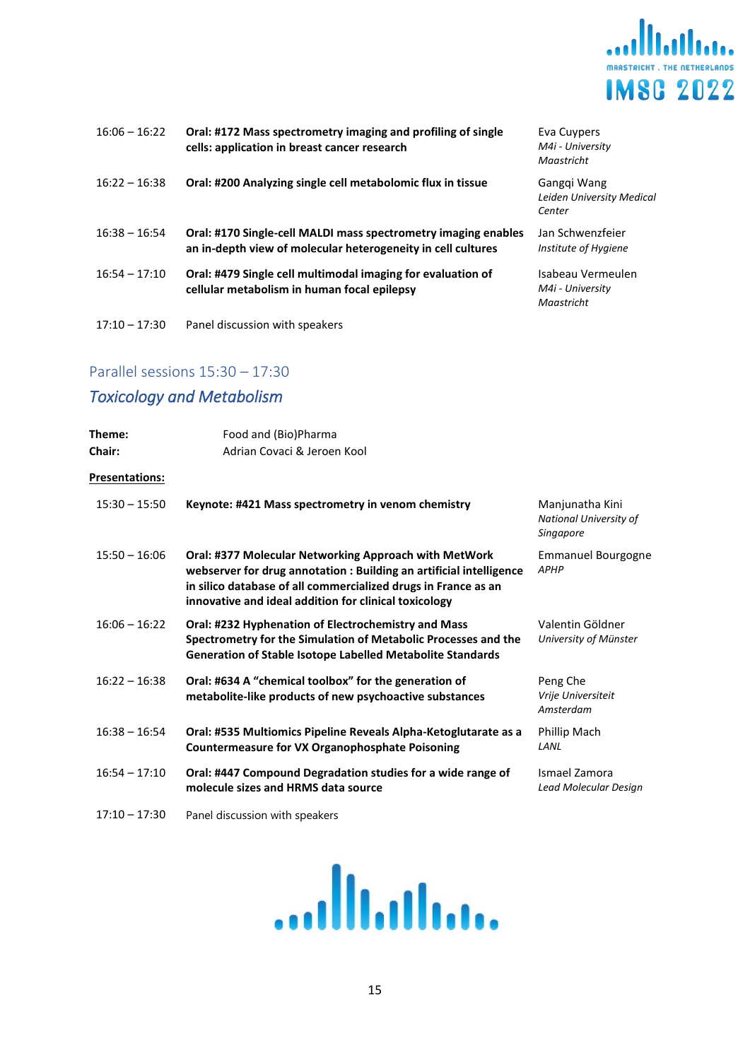| | | |
|---|---|---|
| 16:06 – 16:22 | **Oral: #172 Mass spectrometry imaging and profiling of single cells: application in breast cancer research** | Eva Cuypers<br>*M4i - University Maastricht* |
| 16:22 – 16:38 | **Oral: #200 Analyzing single cell metabolomic flux in tissue** | Gangqi Wang<br>*Leiden University Medical Center* |
| 16:38 – 16:54 | **Oral: #170 Single-cell MALDI mass spectrometry imaging enables an in-depth view of molecular heterogeneity in cell cultures** | Jan Schwenzfeier<br>*Institute of Hygiene* |
| 16:54 – 17:10 | **Oral: #479 Single cell multimodal imaging for evaluation of cellular metabolism in human focal epilepsy** | Isabeau Vermeulen<br>*M4i - University Maastricht* |
| 17:10 – 17:30 | Panel discussion with speakers | |

## Parallel sessions 15:30 – 17:30

### *Toxicology and Metabolism*

**Theme:** Food and (Bio)Pharma
**Chair:** Adrian Covaci & Jeroen Kool

**Presentations:**

| | | |
|---|---|---|
| 15:30 – 15:50 | **Keynote: #421 Mass spectrometry in venom chemistry** | Manjunatha Kini<br>*National University of Singapore* |
| 15:50 – 16:06 | **Oral: #377 Molecular Networking Approach with MetWork webserver for drug annotation : Building an artificial intelligence in silico database of all commercialized drugs in France as an innovative and ideal addition for clinical toxicology** | Emmanuel Bourgogne<br>*APHP* |
| 16:06 – 16:22 | **Oral: #232 Hyphenation of Electrochemistry and Mass Spectrometry for the Simulation of Metabolic Processes and the Generation of Stable Isotope Labelled Metabolite Standards** | Valentin Göldner<br>*University of Münster* |
| 16:22 – 16:38 | **Oral: #634 A "chemical toolbox" for the generation of metabolite-like products of new psychoactive substances** | Peng Che<br>*Vrije Universiteit Amsterdam* |
| 16:38 – 16:54 | **Oral: #535 Multiomics Pipeline Reveals Alpha-Ketoglutarate as a Countermeasure for VX Organophosphate Poisoning** | Phillip Mach<br>*LANL* |
| 16:54 – 17:10 | **Oral: #447 Compound Degradation studies for a wide range of molecule sizes and HRMS data source** | Ismael Zamora<br>*Lead Molecular Design* |
| 17:10 – 17:30 | Panel discussion with speakers | |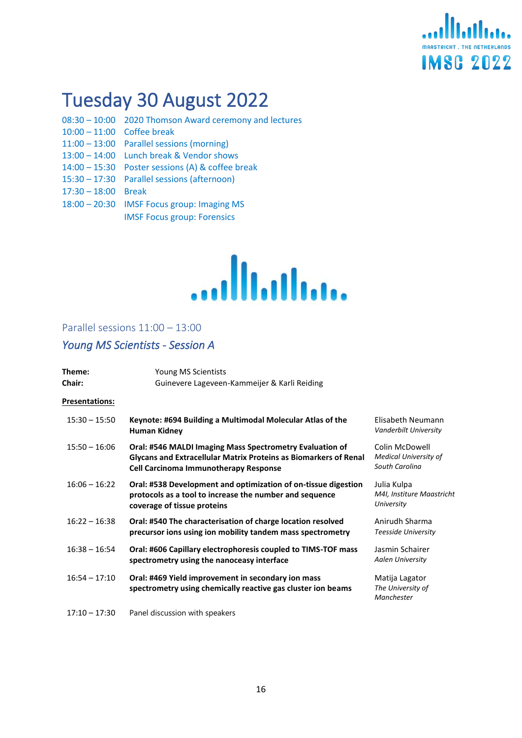# Tuesday 30 August 2022

| | |
|---|---|
| 08:30 – 10:00 | 2020 Thomson Award ceremony and lectures |
| 10:00 – 11:00 | Coffee break |
| 11:00 – 13:00 | Parallel sessions (morning) |
| 13:00 – 14:00 | Lunch break & Vendor shows |
| 14:00 – 15:30 | Poster sessions (A) & coffee break |
| 15:30 – 17:30 | Parallel sessions (afternoon) |
| 17:30 – 18:00 | Break |
| 18:00 – 20:30 | IMSF Focus group: Imaging MS<br>IMSF Focus group: Forensics |

## Parallel sessions 11:00 – 13:00

### *Young MS Scientists - Session A*

**Theme:** Young MS Scientists
**Chair:** Guinevere Lageveen-Kammeijer & Karli Reiding

**Presentations:**

| | | |
|---|---|---|
| 15:30 – 15:50 | **Keynote: #694 Building a Multimodal Molecular Atlas of the Human Kidney** | Elisabeth Neumann<br>*Vanderbilt University* |
| 15:50 – 16:06 | **Oral: #546 MALDI Imaging Mass Spectrometry Evaluation of Glycans and Extracellular Matrix Proteins as Biomarkers of Renal Cell Carcinoma Immunotherapy Response** | Colin McDowell<br>*Medical University of South Carolina* |
| 16:06 – 16:22 | **Oral: #538 Development and optimization of on-tissue digestion protocols as a tool to increase the number and sequence coverage of tissue proteins** | Julia Kulpa<br>*M4I, Institure Maastricht University* |
| 16:22 – 16:38 | **Oral: #540 The characterisation of charge location resolved precursor ions using ion mobility tandem mass spectrometry** | Anirudh Sharma<br>*Teesside University* |
| 16:38 – 16:54 | **Oral: #606 Capillary electrophoresis coupled to TIMS-TOF mass spectrometry using the nanoceasy interface** | Jasmin Schairer<br>*Aalen University* |
| 16:54 – 17:10 | **Oral: #469 Yield improvement in secondary ion mass spectrometry using chemically reactive gas cluster ion beams** | Matija Lagator<br>*The University of Manchester* |
| 17:10 – 17:30 | Panel discussion with speakers | |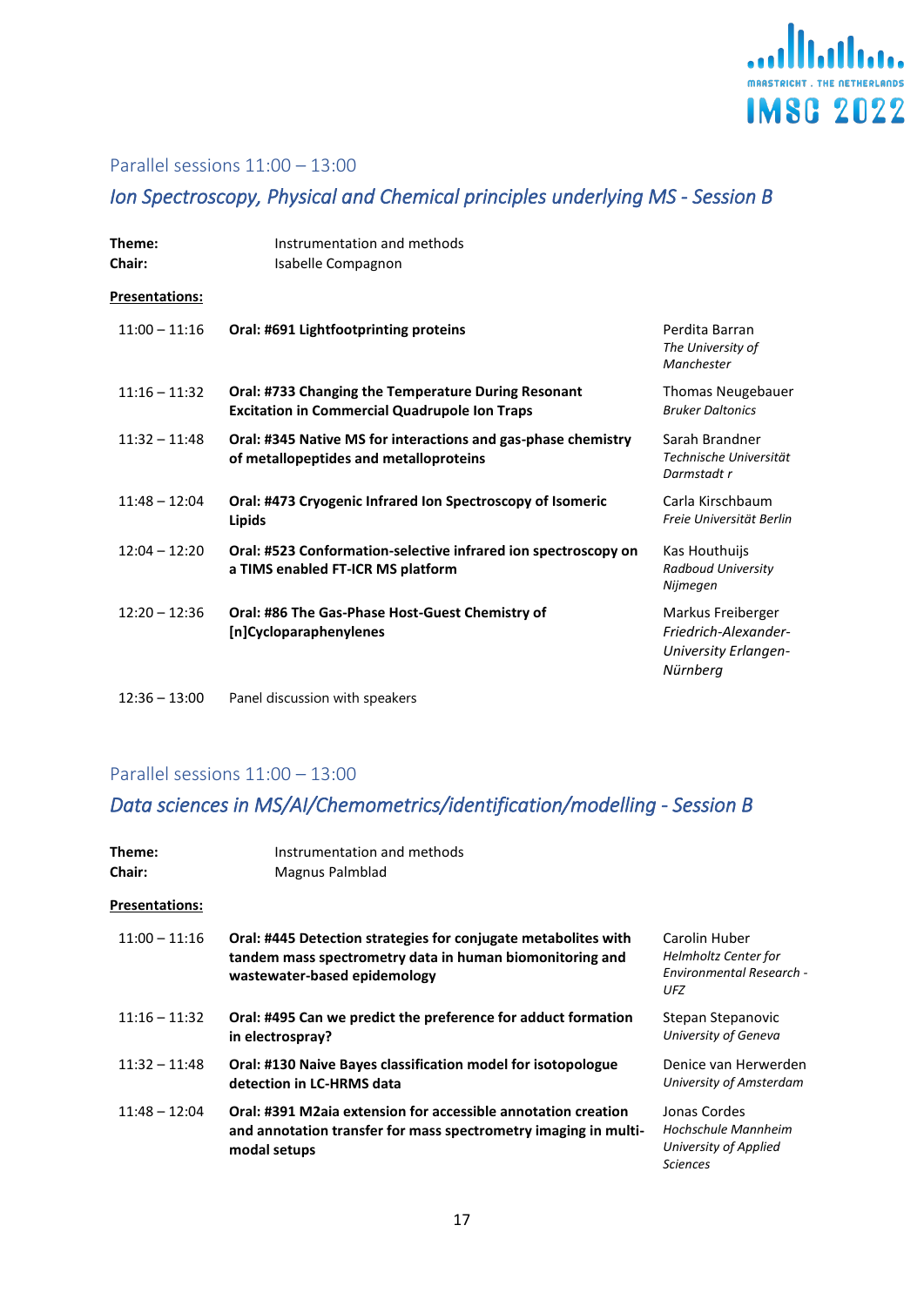## Parallel sessions 11:00 – 13:00

### *Ion Spectroscopy, Physical and Chemical principles underlying MS - Session B*

**Theme:** Instrumentation and methods
**Chair:** Isabelle Compagnon

**Presentations:**

| | | |
|---|---|---|
| 11:00 – 11:16 | **Oral: #691 Lightfootprinting proteins** | Perdita Barran *The University of Manchester* |
| 11:16 – 11:32 | **Oral: #733 Changing the Temperature During Resonant Excitation in Commercial Quadrupole Ion Traps** | Thomas Neugebauer *Bruker Daltonics* |
| 11:32 – 11:48 | **Oral: #345 Native MS for interactions and gas-phase chemistry of metallopeptides and metalloproteins** | Sarah Brandner *Technische Universität Darmstadt r* |
| 11:48 – 12:04 | **Oral: #473 Cryogenic Infrared Ion Spectroscopy of Isomeric Lipids** | Carla Kirschbaum *Freie Universität Berlin* |
| 12:04 – 12:20 | **Oral: #523 Conformation-selective infrared ion spectroscopy on a TIMS enabled FT-ICR MS platform** | Kas Houthuijs *Radboud University Nijmegen* |
| 12:20 – 12:36 | **Oral: #86 The Gas-Phase Host-Guest Chemistry of [n]Cycloparaphenylenes** | Markus Freiberger *Friedrich-Alexander-University Erlangen-Nürnberg* |
| 12:36 – 13:00 | Panel discussion with speakers | |

## Parallel sessions 11:00 – 13:00

### *Data sciences in MS/AI/Chemometrics/identification/modelling - Session B*

**Theme:** Instrumentation and methods
**Chair:** Magnus Palmblad

**Presentations:**

| | | |
|---|---|---|
| 11:00 – 11:16 | **Oral: #445 Detection strategies for conjugate metabolites with tandem mass spectrometry data in human biomonitoring and wastewater-based epidemology** | Carolin Huber *Helmholtz Center for Environmental Research - UFZ* |
| 11:16 – 11:32 | **Oral: #495 Can we predict the preference for adduct formation in electrospray?** | Stepan Stepanovic *University of Geneva* |
| 11:32 – 11:48 | **Oral: #130 Naive Bayes classification model for isotopologue detection in LC-HRMS data** | Denice van Herwerden *University of Amsterdam* |
| 11:48 – 12:04 | **Oral: #391 M2aia extension for accessible annotation creation and annotation transfer for mass spectrometry imaging in multi-modal setups** | Jonas Cordes *Hochschule Mannheim University of Applied Sciences* |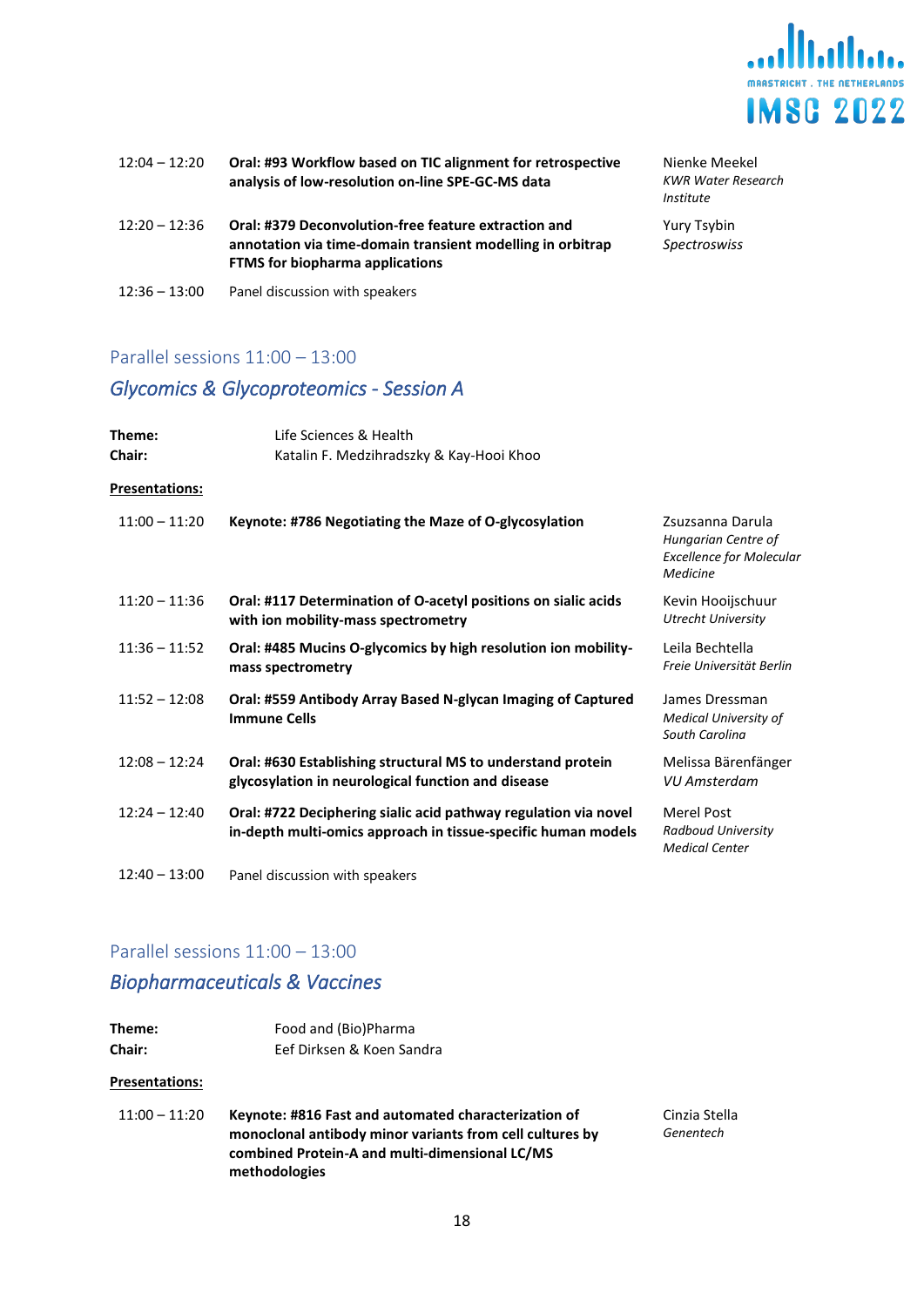| | | |
|---|---|---|
| 12:04 – 12:20 | **Oral: #93 Workflow based on TIC alignment for retrospective analysis of low-resolution on-line SPE-GC-MS data** | Nienke Meekel<br>*KWR Water Research Institute* |
| 12:20 – 12:36 | **Oral: #379 Deconvolution-free feature extraction and annotation via time-domain transient modelling in orbitrap FTMS for biopharma applications** | Yury Tsybin<br>*Spectroswiss* |
| 12:36 – 13:00 | Panel discussion with speakers | |

## Parallel sessions 11:00 – 13:00

### *Glycomics & Glycoproteomics - Session A*

**Theme:** Life Sciences & Health
**Chair:** Katalin F. Medzihradszky & Kay-Hooi Khoo

**Presentations:**

| | | |
|---|---|---|
| 11:00 – 11:20 | **Keynote: #786 Negotiating the Maze of O-glycosylation** | Zsuzsanna Darula<br>*Hungarian Centre of Excellence for Molecular Medicine* |
| 11:20 – 11:36 | **Oral: #117 Determination of O-acetyl positions on sialic acids with ion mobility-mass spectrometry** | Kevin Hooijschuur<br>*Utrecht University* |
| 11:36 – 11:52 | **Oral: #485 Mucins O-glycomics by high resolution ion mobility-mass spectrometry** | Leila Bechtella<br>*Freie Universität Berlin* |
| 11:52 – 12:08 | **Oral: #559 Antibody Array Based N-glycan Imaging of Captured Immune Cells** | James Dressman<br>*Medical University of South Carolina* |
| 12:08 – 12:24 | **Oral: #630 Establishing structural MS to understand protein glycosylation in neurological function and disease** | Melissa Bärenfänger<br>*VU Amsterdam* |
| 12:24 – 12:40 | **Oral: #722 Deciphering sialic acid pathway regulation via novel in-depth multi-omics approach in tissue-specific human models** | Merel Post<br>*Radboud University Medical Center* |
| 12:40 – 13:00 | Panel discussion with speakers | |

## Parallel sessions 11:00 – 13:00

### *Biopharmaceuticals & Vaccines*

**Theme:** Food and (Bio)Pharma
**Chair:** Eef Dirksen & Koen Sandra

**Presentations:**

| | | |
|---|---|---|
| 11:00 – 11:20 | **Keynote: #816 Fast and automated characterization of monoclonal antibody minor variants from cell cultures by combined Protein-A and multi-dimensional LC/MS methodologies** | Cinzia Stella<br>*Genentech* |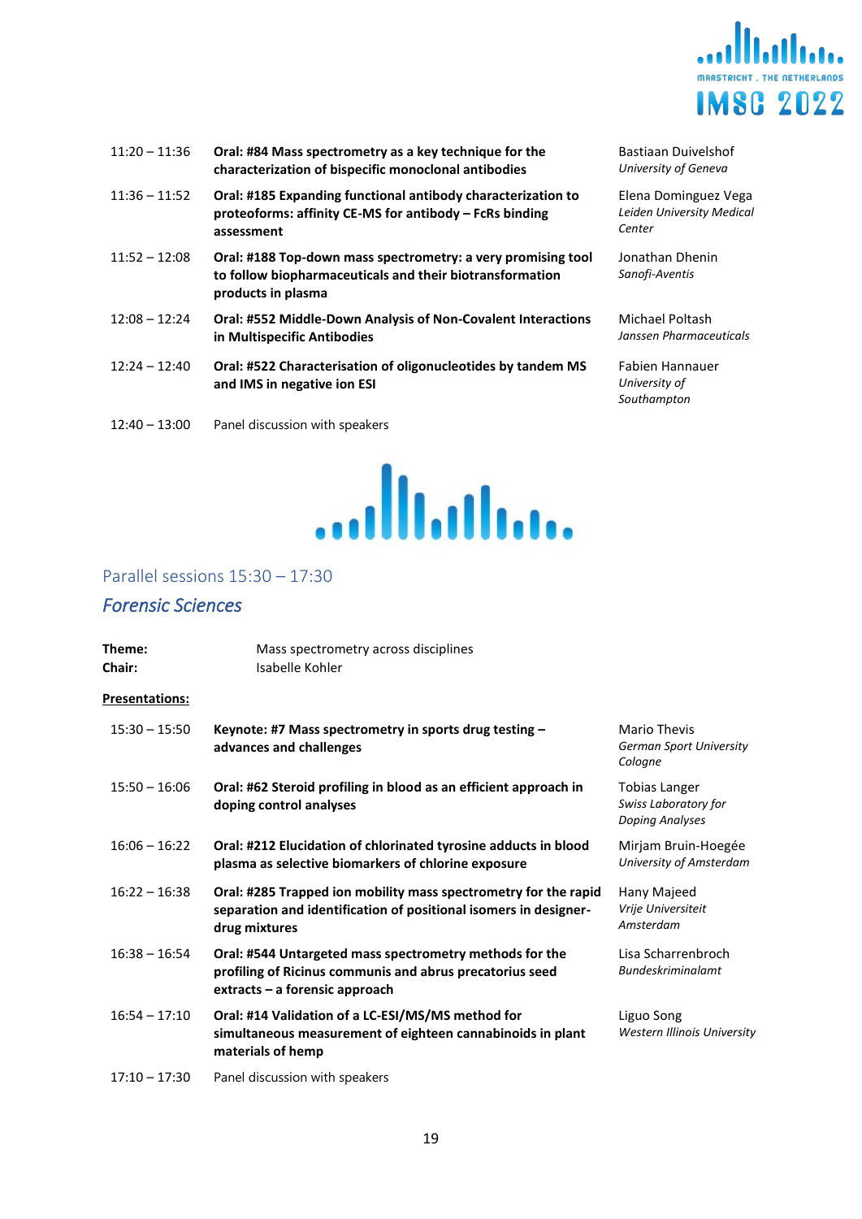| | | |
|---|---|---|
| 11:20 – 11:36 | **Oral: #84 Mass spectrometry as a key technique for the characterization of bispecific monoclonal antibodies** | Bastiaan Duivelshof *University of Geneva* |
| 11:36 – 11:52 | **Oral: #185 Expanding functional antibody characterization to proteoforms: affinity CE-MS for antibody – FcRs binding assessment** | Elena Dominguez Vega *Leiden University Medical Center* |
| 11:52 – 12:08 | **Oral: #188 Top-down mass spectrometry: a very promising tool to follow biopharmaceuticals and their biotransformation products in plasma** | Jonathan Dhenin *Sanofi-Aventis* |
| 12:08 – 12:24 | **Oral: #552 Middle-Down Analysis of Non-Covalent Interactions in Multispecific Antibodies** | Michael Poltash *Janssen Pharmaceuticals* |
| 12:24 – 12:40 | **Oral: #522 Characterisation of oligonucleotides by tandem MS and IMS in negative ion ESI** | Fabien Hannauer *University of Southampton* |
| 12:40 – 13:00 | Panel discussion with speakers | |

## Parallel sessions 15:30 – 17:30

### *Forensic Sciences*

**Theme:** Mass spectrometry across disciplines
**Chair:** Isabelle Kohler

**Presentations:**

| | | |
|---|---|---|
| 15:30 – 15:50 | **Keynote: #7 Mass spectrometry in sports drug testing – advances and challenges** | Mario Thevis *German Sport University Cologne* |
| 15:50 – 16:06 | **Oral: #62 Steroid profiling in blood as an efficient approach in doping control analyses** | Tobias Langer *Swiss Laboratory for Doping Analyses* |
| 16:06 – 16:22 | **Oral: #212 Elucidation of chlorinated tyrosine adducts in blood plasma as selective biomarkers of chlorine exposure** | Mirjam Bruin-Hoegée *University of Amsterdam* |
| 16:22 – 16:38 | **Oral: #285 Trapped ion mobility mass spectrometry for the rapid separation and identification of positional isomers in designer-drug mixtures** | Hany Majeed *Vrije Universiteit Amsterdam* |
| 16:38 – 16:54 | **Oral: #544 Untargeted mass spectrometry methods for the profiling of Ricinus communis and abrus precatorius seed extracts – a forensic approach** | Lisa Scharrenbroch *Bundeskriminalamt* |
| 16:54 – 17:10 | **Oral: #14 Validation of a LC-ESI/MS/MS method for simultaneous measurement of eighteen cannabinoids in plant materials of hemp** | Liguo Song *Western Illinois University* |
| 17:10 – 17:30 | Panel discussion with speakers | |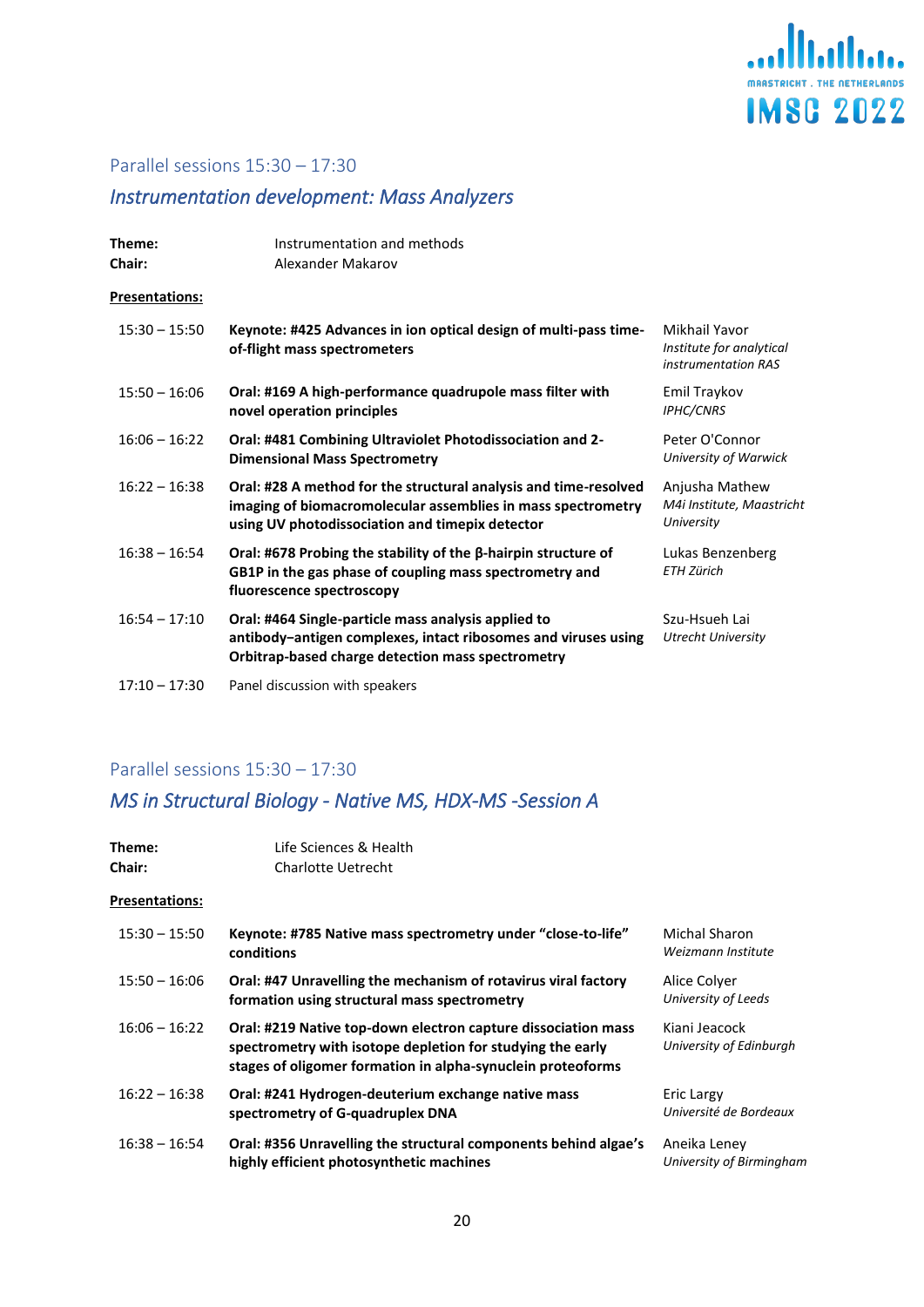Parallel sessions 15:30 – 17:30

## *Instrumentation development: Mass Analyzers*

**Theme:** Instrumentation and methods
**Chair:** Alexander Makarov

**Presentations:**

| | | |
|---|---|---|
| 15:30 – 15:50 | **Keynote: #425 Advances in ion optical design of multi-pass time-of-flight mass spectrometers** | Mikhail Yavor *Institute for analytical instrumentation RAS* |
| 15:50 – 16:06 | **Oral: #169 A high-performance quadrupole mass filter with novel operation principles** | Emil Traykov *IPHC/CNRS* |
| 16:06 – 16:22 | **Oral: #481 Combining Ultraviolet Photodissociation and 2-Dimensional Mass Spectrometry** | Peter O'Connor *University of Warwick* |
| 16:22 – 16:38 | **Oral: #28 A method for the structural analysis and time-resolved imaging of biomacromolecular assemblies in mass spectrometry using UV photodissociation and timepix detector** | Anjusha Mathew *M4i Institute, Maastricht University* |
| 16:38 – 16:54 | **Oral: #678 Probing the stability of the β-hairpin structure of GB1P in the gas phase of coupling mass spectrometry and fluorescence spectroscopy** | Lukas Benzenberg *ETH Zürich* |
| 16:54 – 17:10 | **Oral: #464 Single-particle mass analysis applied to antibody–antigen complexes, intact ribosomes and viruses using Orbitrap-based charge detection mass spectrometry** | Szu-Hsueh Lai *Utrecht University* |
| 17:10 – 17:30 | Panel discussion with speakers | |

Parallel sessions 15:30 – 17:30

## *MS in Structural Biology - Native MS, HDX-MS -Session A*

**Theme:** Life Sciences & Health
**Chair:** Charlotte Uetrecht

**Presentations:**

| | | |
|---|---|---|
| 15:30 – 15:50 | **Keynote: #785 Native mass spectrometry under "close-to-life" conditions** | Michal Sharon *Weizmann Institute* |
| 15:50 – 16:06 | **Oral: #47 Unravelling the mechanism of rotavirus viral factory formation using structural mass spectrometry** | Alice Colyer *University of Leeds* |
| 16:06 – 16:22 | **Oral: #219 Native top-down electron capture dissociation mass spectrometry with isotope depletion for studying the early stages of oligomer formation in alpha-synuclein proteoforms** | Kiani Jeacock *University of Edinburgh* |
| 16:22 – 16:38 | **Oral: #241 Hydrogen-deuterium exchange native mass spectrometry of G-quadruplex DNA** | Eric Largy *Université de Bordeaux* |
| 16:38 – 16:54 | **Oral: #356 Unravelling the structural components behind algae's highly efficient photosynthetic machines** | Aneika Leney *University of Birmingham* |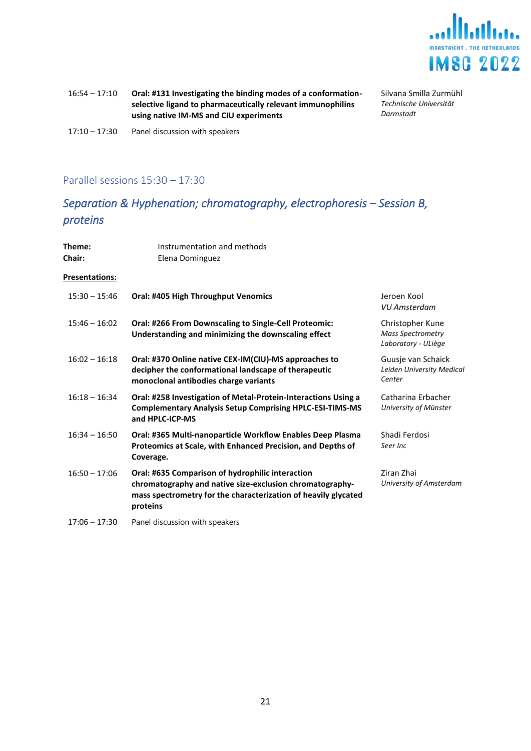| | | |
|---|---|---|
| 16:54 – 17:10 | **Oral: #131 Investigating the binding modes of a conformation-selective ligand to pharmaceutically relevant immunophilins using native IM-MS and CIU experiments** | Silvana Smilla Zurmühl *Technische Universität Darmstadt* |
| 17:10 – 17:30 | Panel discussion with speakers | |

## Parallel sessions 15:30 – 17:30

## *Separation & Hyphenation; chromatography, electrophoresis – Session B, proteins*

**Theme:** Instrumentation and methods
**Chair:** Elena Dominguez

**Presentations:**

| | | |
|---|---|---|
| 15:30 – 15:46 | **Oral: #405 High Throughput Venomics** | Jeroen Kool *VU Amsterdam* |
| 15:46 – 16:02 | **Oral: #266 From Downscaling to Single-Cell Proteomic: Understanding and minimizing the downscaling effect** | Christopher Kune *Mass Spectrometry Laboratory - ULiège* |
| 16:02 – 16:18 | **Oral: #370 Online native CEX-IM(CIU)-MS approaches to decipher the conformational landscape of therapeutic monoclonal antibodies charge variants** | Guusje van Schaick *Leiden University Medical Center* |
| 16:18 – 16:34 | **Oral: #258 Investigation of Metal-Protein-Interactions Using a Complementary Analysis Setup Comprising HPLC-ESI-TIMS-MS and HPLC-ICP-MS** | Catharina Erbacher *University of Münster* |
| 16:34 – 16:50 | **Oral: #365 Multi-nanoparticle Workflow Enables Deep Plasma Proteomics at Scale, with Enhanced Precision, and Depths of Coverage.** | Shadi Ferdosi *Seer Inc* |
| 16:50 – 17:06 | **Oral: #635 Comparison of hydrophilic interaction chromatography and native size-exclusion chromatography-mass spectrometry for the characterization of heavily glycated proteins** | Ziran Zhai *University of Amsterdam* |
| 17:06 – 17:30 | Panel discussion with speakers | |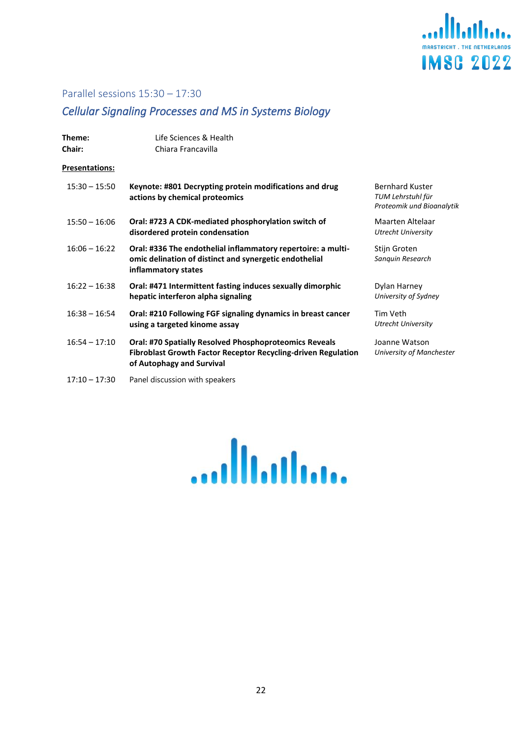## Parallel sessions 15:30 – 17:30

### *Cellular Signaling Processes and MS in Systems Biology*

**Theme:** Life Sciences & Health
**Chair:** Chiara Francavilla

**Presentations:**

| Time | Presentation | Speaker |
|---|---|---|
| 15:30 – 15:50 | **Keynote: #801 Decrypting protein modifications and drug actions by chemical proteomics** | Bernhard Kuster<br>*TUM Lehrstuhl für Proteomik und Bioanalytik* |
| 15:50 – 16:06 | **Oral: #723 A CDK-mediated phosphorylation switch of disordered protein condensation** | Maarten Altelaar<br>*Utrecht University* |
| 16:06 – 16:22 | **Oral: #336 The endothelial inflammatory repertoire: a multi-omic delination of distinct and synergetic endothelial inflammatory states** | Stijn Groten<br>*Sanquin Research* |
| 16:22 – 16:38 | **Oral: #471 Intermittent fasting induces sexually dimorphic hepatic interferon alpha signaling** | Dylan Harney<br>*University of Sydney* |
| 16:38 – 16:54 | **Oral: #210 Following FGF signaling dynamics in breast cancer using a targeted kinome assay** | Tim Veth<br>*Utrecht University* |
| 16:54 – 17:10 | **Oral: #70 Spatially Resolved Phosphoproteomics Reveals Fibroblast Growth Factor Receptor Recycling-driven Regulation of Autophagy and Survival** | Joanne Watson<br>*University of Manchester* |
| 17:10 – 17:30 | Panel discussion with speakers | |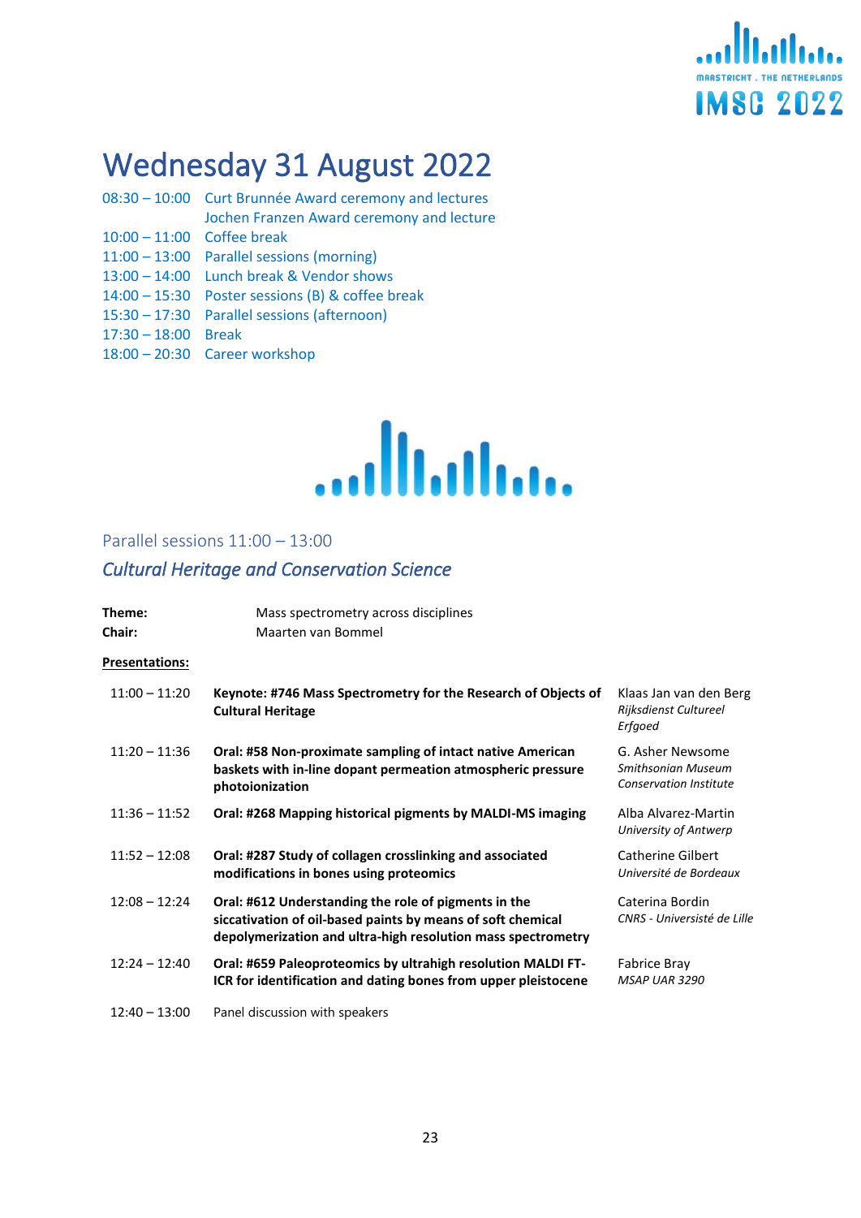# Wednesday 31 August 2022

| | |
|---|---|
| 08:30 – 10:00 | Curt Brunnée Award ceremony and lectures<br>Jochen Franzen Award ceremony and lecture |
| 10:00 – 11:00 | Coffee break |
| 11:00 – 13:00 | Parallel sessions (morning) |
| 13:00 – 14:00 | Lunch break & Vendor shows |
| 14:00 – 15:30 | Poster sessions (B) & coffee break |
| 15:30 – 17:30 | Parallel sessions (afternoon) |
| 17:30 – 18:00 | Break |
| 18:00 – 20:30 | Career workshop |

## Parallel sessions 11:00 – 13:00

### *Cultural Heritage and Conservation Science*

**Theme:** Mass spectrometry across disciplines
**Chair:** Maarten van Bommel

**Presentations:**

| | | |
|---|---|---|
| 11:00 – 11:20 | **Keynote: #746 Mass Spectrometry for the Research of Objects of Cultural Heritage** | Klaas Jan van den Berg<br>*Rijksdienst Cultureel Erfgoed* |
| 11:20 – 11:36 | **Oral: #58 Non-proximate sampling of intact native American baskets with in-line dopant permeation atmospheric pressure photoionization** | G. Asher Newsome<br>*Smithsonian Museum Conservation Institute* |
| 11:36 – 11:52 | **Oral: #268 Mapping historical pigments by MALDI-MS imaging** | Alba Alvarez-Martin<br>*University of Antwerp* |
| 11:52 – 12:08 | **Oral: #287 Study of collagen crosslinking and associated modifications in bones using proteomics** | Catherine Gilbert<br>*Université de Bordeaux* |
| 12:08 – 12:24 | **Oral: #612 Understanding the role of pigments in the siccativation of oil-based paints by means of soft chemical depolymerization and ultra-high resolution mass spectrometry** | Caterina Bordin<br>*CNRS - Université de Lille* |
| 12:24 – 12:40 | **Oral: #659 Paleoproteomics by ultrahigh resolution MALDI FT-ICR for identification and dating bones from upper pleistocene** | Fabrice Bray<br>*MSAP UAR 3290* |
| 12:40 – 13:00 | Panel discussion with speakers | |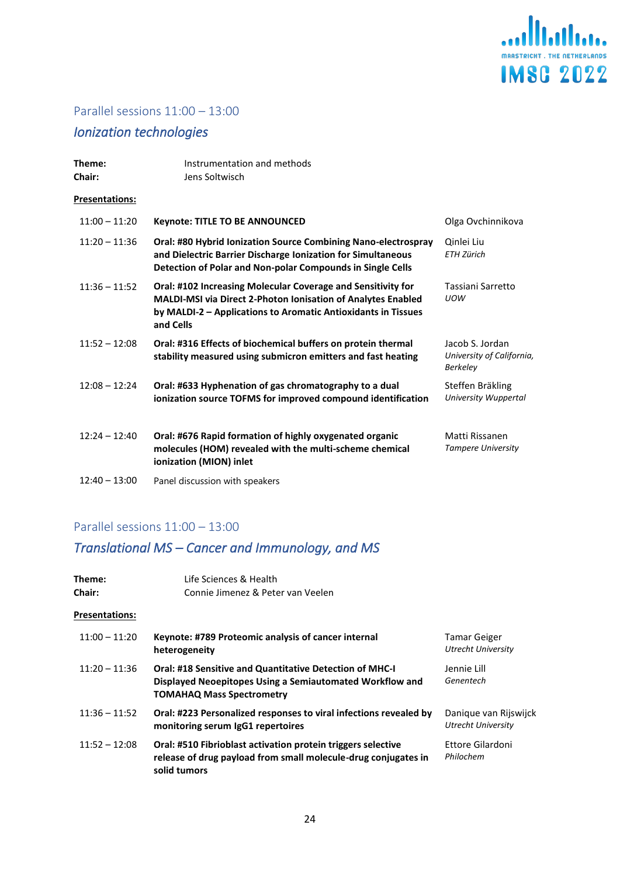## Parallel sessions 11:00 – 13:00

### *Ionization technologies*

**Theme:** Instrumentation and methods
**Chair:** Jens Soltwisch

**Presentations:**

| | | |
|---|---|---|
| 11:00 – 11:20 | **Keynote: TITLE TO BE ANNOUNCED** | Olga Ovchinnikova |
| 11:20 – 11:36 | **Oral: #80 Hybrid Ionization Source Combining Nano-electrospray and Dielectric Barrier Discharge Ionization for Simultaneous Detection of Polar and Non-polar Compounds in Single Cells** | Qinlei Liu *ETH Zürich* |
| 11:36 – 11:52 | **Oral: #102 Increasing Molecular Coverage and Sensitivity for MALDI-MSI via Direct 2-Photon Ionisation of Analytes Enabled by MALDI-2 – Applications to Aromatic Antioxidants in Tissues and Cells** | Tassiani Sarretto *UOW* |
| 11:52 – 12:08 | **Oral: #316 Effects of biochemical buffers on protein thermal stability measured using submicron emitters and fast heating** | Jacob S. Jordan *University of California, Berkeley* |
| 12:08 – 12:24 | **Oral: #633 Hyphenation of gas chromatography to a dual ionization source TOFMS for improved compound identification** | Steffen Bräkling *University Wuppertal* |
| 12:24 – 12:40 | **Oral: #676 Rapid formation of highly oxygenated organic molecules (HOM) revealed with the multi-scheme chemical ionization (MION) inlet** | Matti Rissanen *Tampere University* |
| 12:40 – 13:00 | Panel discussion with speakers | |

## Parallel sessions 11:00 – 13:00

### *Translational MS – Cancer and Immunology, and MS*

**Theme:** Life Sciences & Health
**Chair:** Connie Jimenez & Peter van Veelen

**Presentations:**

| | | |
|---|---|---|
| 11:00 – 11:20 | **Keynote: #789 Proteomic analysis of cancer internal heterogeneity** | Tamar Geiger *Utrecht University* |
| 11:20 – 11:36 | **Oral: #18 Sensitive and Quantitative Detection of MHC-I Displayed Neoepitopes Using a Semiautomated Workflow and TOMAHAQ Mass Spectrometry** | Jennie Lill *Genentech* |
| 11:36 – 11:52 | **Oral: #223 Personalized responses to viral infections revealed by monitoring serum IgG1 repertoires** | Danique van Rijswijck *Utrecht University* |
| 11:52 – 12:08 | **Oral: #510 Fibrioblast activation protein triggers selective release of drug payload from small molecule-drug conjugates in solid tumors** | Ettore Gilardoni *Philochem* |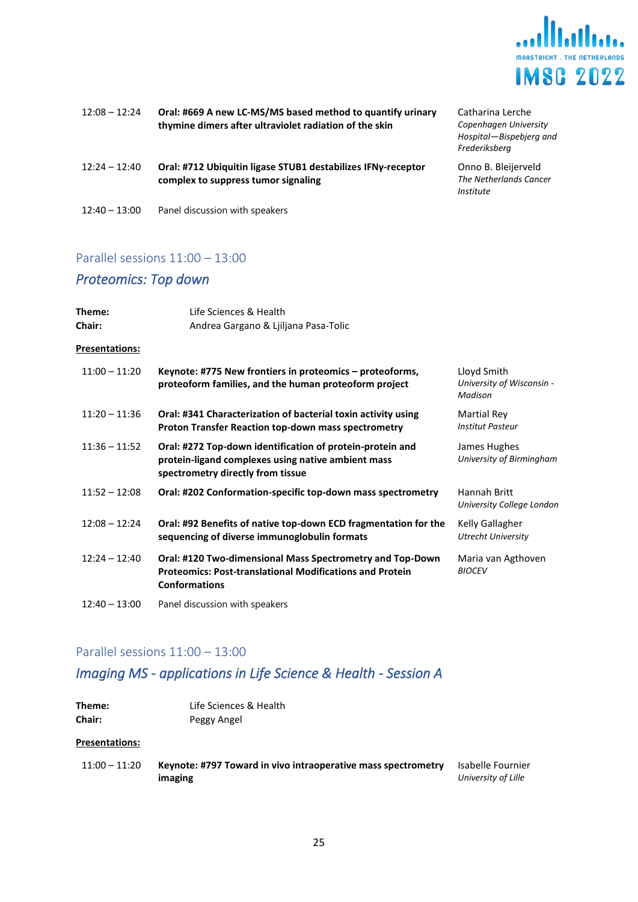| | | |
|---|---|---|
| 12:08 – 12:24 | **Oral: #669 A new LC-MS/MS based method to quantify urinary thymine dimers after ultraviolet radiation of the skin** | Catharina Lerche<br>*Copenhagen University Hospital—Bispebjerg and Frederiksberg* |
| 12:24 – 12:40 | **Oral: #712 Ubiquitin ligase STUB1 destabilizes IFNγ-receptor complex to suppress tumor signaling** | Onno B. Bleijerveld<br>*The Netherlands Cancer Institute* |
| 12:40 – 13:00 | Panel discussion with speakers | |

## Parallel sessions 11:00 – 13:00

## *Proteomics: Top down*

**Theme:** Life Sciences & Health
**Chair:** Andrea Gargano & Ljiljana Pasa-Tolic

**Presentations:**

| | | |
|---|---|---|
| 11:00 – 11:20 | **Keynote: #775 New frontiers in proteomics – proteoforms, proteoform families, and the human proteoform project** | Lloyd Smith<br>*University of Wisconsin - Madison* |
| 11:20 – 11:36 | **Oral: #341 Characterization of bacterial toxin activity using Proton Transfer Reaction top-down mass spectrometry** | Martial Rey<br>*Institut Pasteur* |
| 11:36 – 11:52 | **Oral: #272 Top-down identification of protein-protein and protein-ligand complexes using native ambient mass spectrometry directly from tissue** | James Hughes<br>*University of Birmingham* |
| 11:52 – 12:08 | **Oral: #202 Conformation-specific top-down mass spectrometry** | Hannah Britt<br>*University College London* |
| 12:08 – 12:24 | **Oral: #92 Benefits of native top-down ECD fragmentation for the sequencing of diverse immunoglobulin formats** | Kelly Gallagher<br>*Utrecht University* |
| 12:24 – 12:40 | **Oral: #120 Two-dimensional Mass Spectrometry and Top-Down Proteomics: Post-translational Modifications and Protein Conformations** | Maria van Agthoven<br>*BIOCEV* |
| 12:40 – 13:00 | Panel discussion with speakers | |

## Parallel sessions 11:00 – 13:00

## *Imaging MS - applications in Life Science & Health - Session A*

**Theme:** Life Sciences & Health
**Chair:** Peggy Angel

**Presentations:**

| | | |
|---|---|---|
| 11:00 – 11:20 | **Keynote: #797 Toward in vivo intraoperative mass spectrometry imaging** | Isabelle Fournier<br>*University of Lille* |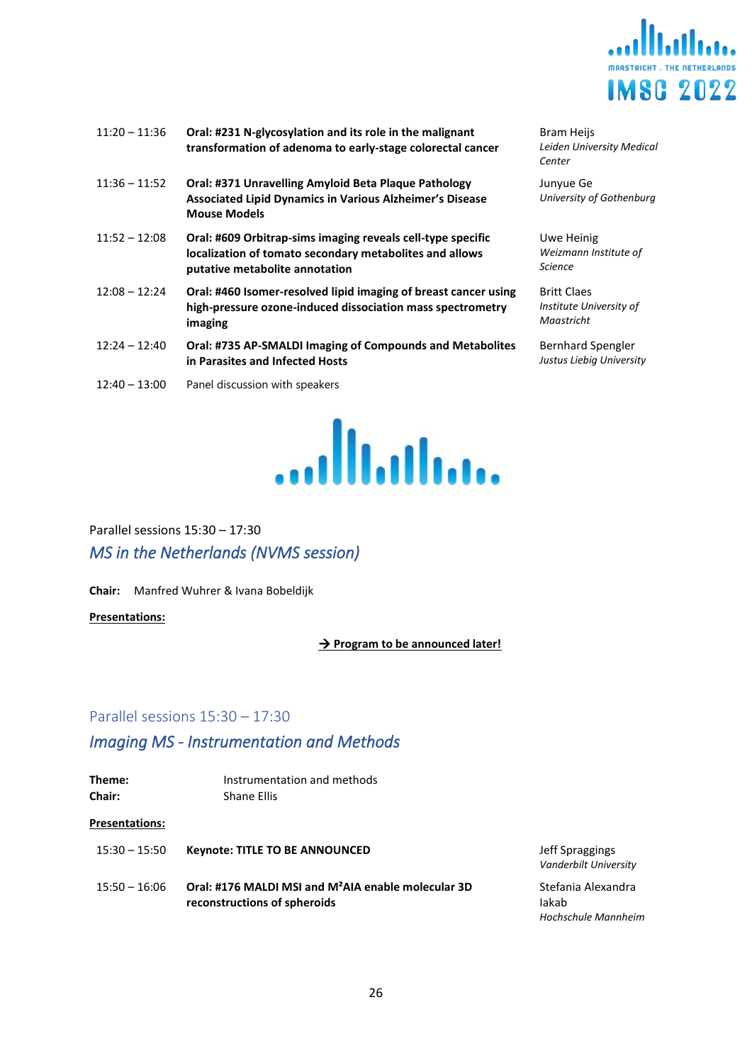| | | |
|---|---|---|
| 11:20 – 11:36 | **Oral: #231 N-glycosylation and its role in the malignant transformation of adenoma to early-stage colorectal cancer** | Bram Heijs *Leiden University Medical Center* |
| 11:36 – 11:52 | **Oral: #371 Unravelling Amyloid Beta Plaque Pathology Associated Lipid Dynamics in Various Alzheimer's Disease Mouse Models** | Junyue Ge *University of Gothenburg* |
| 11:52 – 12:08 | **Oral: #609 Orbitrap-sims imaging reveals cell-type specific localization of tomato secondary metabolites and allows putative metabolite annotation** | Uwe Heinig *Weizmann Institute of Science* |
| 12:08 – 12:24 | **Oral: #460 Isomer-resolved lipid imaging of breast cancer using high-pressure ozone-induced dissociation mass spectrometry imaging** | Britt Claes *Institute University of Maastricht* |
| 12:24 – 12:40 | **Oral: #735 AP-SMALDI Imaging of Compounds and Metabolites in Parasites and Infected Hosts** | Bernhard Spengler *Justus Liebig University* |
| 12:40 – 13:00 | Panel discussion with speakers | |

Parallel sessions 15:30 – 17:30

## *MS in the Netherlands (NVMS session)*

**Chair:** Manfred Wuhrer & Ivana Bobeldijk

**Presentations:**

→ **Program to be announced later!**

Parallel sessions 15:30 – 17:30

## *Imaging MS - Instrumentation and Methods*

**Theme:** Instrumentation and methods
**Chair:** Shane Ellis

**Presentations:**

| | | |
|---|---|---|
| 15:30 – 15:50 | **Keynote: TITLE TO BE ANNOUNCED** | Jeff Spraggings *Vanderbilt University* |
| 15:50 – 16:06 | **Oral: #176 MALDI MSI and M²AIA enable molecular 3D reconstructions of spheroids** | Stefania Alexandra Iakab *Hochschule Mannheim* |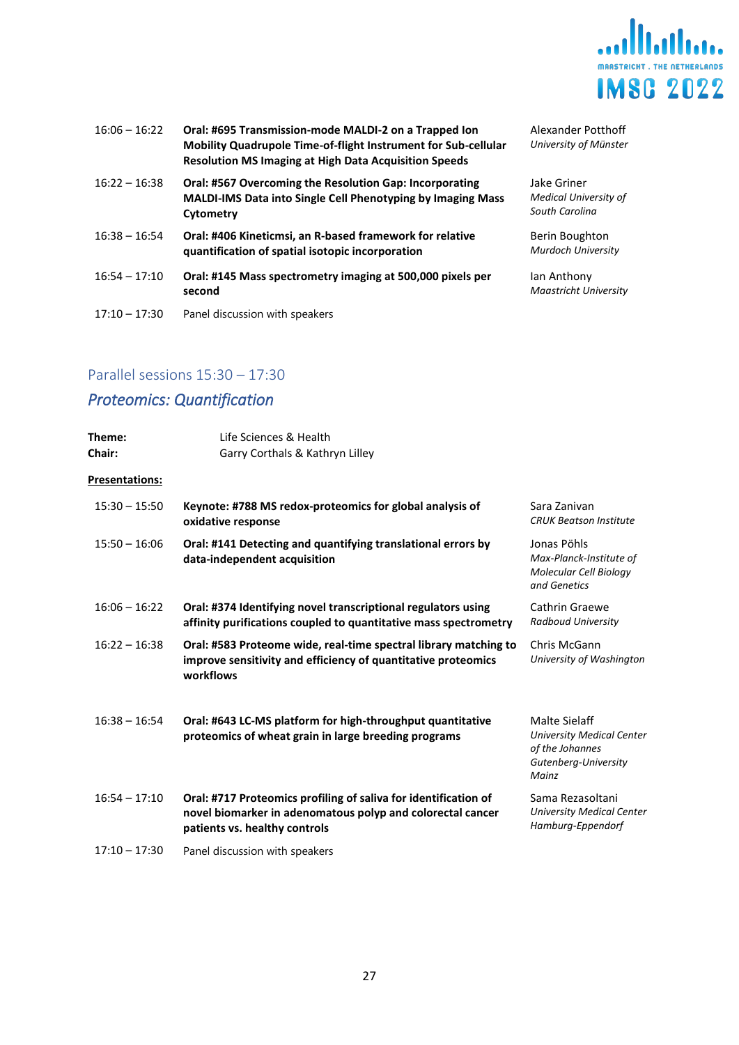| | | |
|---|---|---|
| 16:06 – 16:22 | **Oral: #695 Transmission-mode MALDI-2 on a Trapped Ion Mobility Quadrupole Time-of-flight Instrument for Sub-cellular Resolution MS Imaging at High Data Acquisition Speeds** | Alexander Potthoff *University of Münster* |
| 16:22 – 16:38 | **Oral: #567 Overcoming the Resolution Gap: Incorporating MALDI-IMS Data into Single Cell Phenotyping by Imaging Mass Cytometry** | Jake Griner *Medical University of South Carolina* |
| 16:38 – 16:54 | **Oral: #406 Kineticmsi, an R-based framework for relative quantification of spatial isotopic incorporation** | Berin Boughton *Murdoch University* |
| 16:54 – 17:10 | **Oral: #145 Mass spectrometry imaging at 500,000 pixels per second** | Ian Anthony *Maastricht University* |
| 17:10 – 17:30 | Panel discussion with speakers | |

## Parallel sessions 15:30 – 17:30

### *Proteomics: Quantification*

**Theme:** Life Sciences & Health
**Chair:** Garry Corthals & Kathryn Lilley

**Presentations:**

| | | |
|---|---|---|
| 15:30 – 15:50 | **Keynote: #788 MS redox-proteomics for global analysis of oxidative response** | Sara Zanivan *CRUK Beatson Institute* |
| 15:50 – 16:06 | **Oral: #141 Detecting and quantifying translational errors by data-independent acquisition** | Jonas Pöhls *Max-Planck-Institute of Molecular Cell Biology and Genetics* |
| 16:06 – 16:22 | **Oral: #374 Identifying novel transcriptional regulators using affinity purifications coupled to quantitative mass spectrometry** | Cathrin Graewe *Radboud University* |
| 16:22 – 16:38 | **Oral: #583 Proteome wide, real-time spectral library matching to improve sensitivity and efficiency of quantitative proteomics workflows** | Chris McGann *University of Washington* |
| 16:38 – 16:54 | **Oral: #643 LC-MS platform for high-throughput quantitative proteomics of wheat grain in large breeding programs** | Malte Sielaff *University Medical Center of the Johannes Gutenberg-University Mainz* |
| 16:54 – 17:10 | **Oral: #717 Proteomics profiling of saliva for identification of novel biomarker in adenomatous polyp and colorectal cancer patients vs. healthy controls** | Sama Rezasoltani *University Medical Center Hamburg-Eppendorf* |
| 17:10 – 17:30 | Panel discussion with speakers | |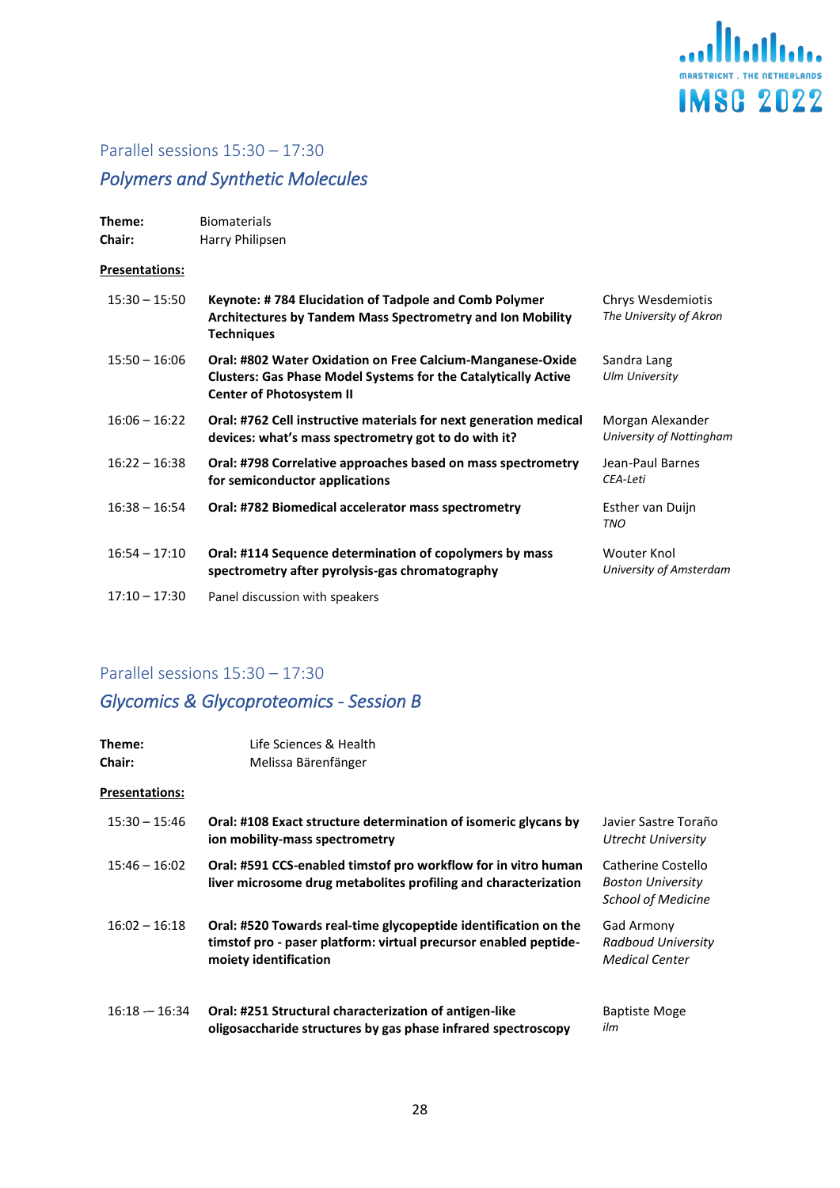## Parallel sessions 15:30 – 17:30

### *Polymers and Synthetic Molecules*

**Theme:** Biomaterials
**Chair:** Harry Philipsen

**Presentations:**

| Time | Presentation | Speaker |
|---|---|---|
| 15:30 – 15:50 | **Keynote: # 784 Elucidation of Tadpole and Comb Polymer Architectures by Tandem Mass Spectrometry and Ion Mobility Techniques** | Chrys Wesdemiotis *The University of Akron* |
| 15:50 – 16:06 | **Oral: #802 Water Oxidation on Free Calcium-Manganese-Oxide Clusters: Gas Phase Model Systems for the Catalytically Active Center of Photosystem II** | Sandra Lang *Ulm University* |
| 16:06 – 16:22 | **Oral: #762 Cell instructive materials for next generation medical devices: what's mass spectrometry got to do with it?** | Morgan Alexander *University of Nottingham* |
| 16:22 – 16:38 | **Oral: #798 Correlative approaches based on mass spectrometry for semiconductor applications** | Jean-Paul Barnes *CEA-Leti* |
| 16:38 – 16:54 | **Oral: #782 Biomedical accelerator mass spectrometry** | Esther van Duijn *TNO* |
| 16:54 – 17:10 | **Oral: #114 Sequence determination of copolymers by mass spectrometry after pyrolysis-gas chromatography** | Wouter Knol *University of Amsterdam* |
| 17:10 – 17:30 | Panel discussion with speakers | |

## Parallel sessions 15:30 – 17:30

### *Glycomics & Glycoproteomics - Session B*

**Theme:** Life Sciences & Health
**Chair:** Melissa Bärenfänger

**Presentations:**

| Time | Presentation | Speaker |
|---|---|---|
| 15:30 – 15:46 | **Oral: #108 Exact structure determination of isomeric glycans by ion mobility-mass spectrometry** | Javier Sastre Toraño *Utrecht University* |
| 15:46 – 16:02 | **Oral: #591 CCS-enabled timstof pro workflow for in vitro human liver microsome drug metabolites profiling and characterization** | Catherine Costello *Boston University School of Medicine* |
| 16:02 – 16:18 | **Oral: #520 Towards real-time glycopeptide identification on the timstof pro - paser platform: virtual precursor enabled peptide-moiety identification** | Gad Armony *Radboud University Medical Center* |
| 16:18 -– 16:34 | **Oral: #251 Structural characterization of antigen-like oligosaccharide structures by gas phase infrared spectroscopy** | Baptiste Moge *ilm* |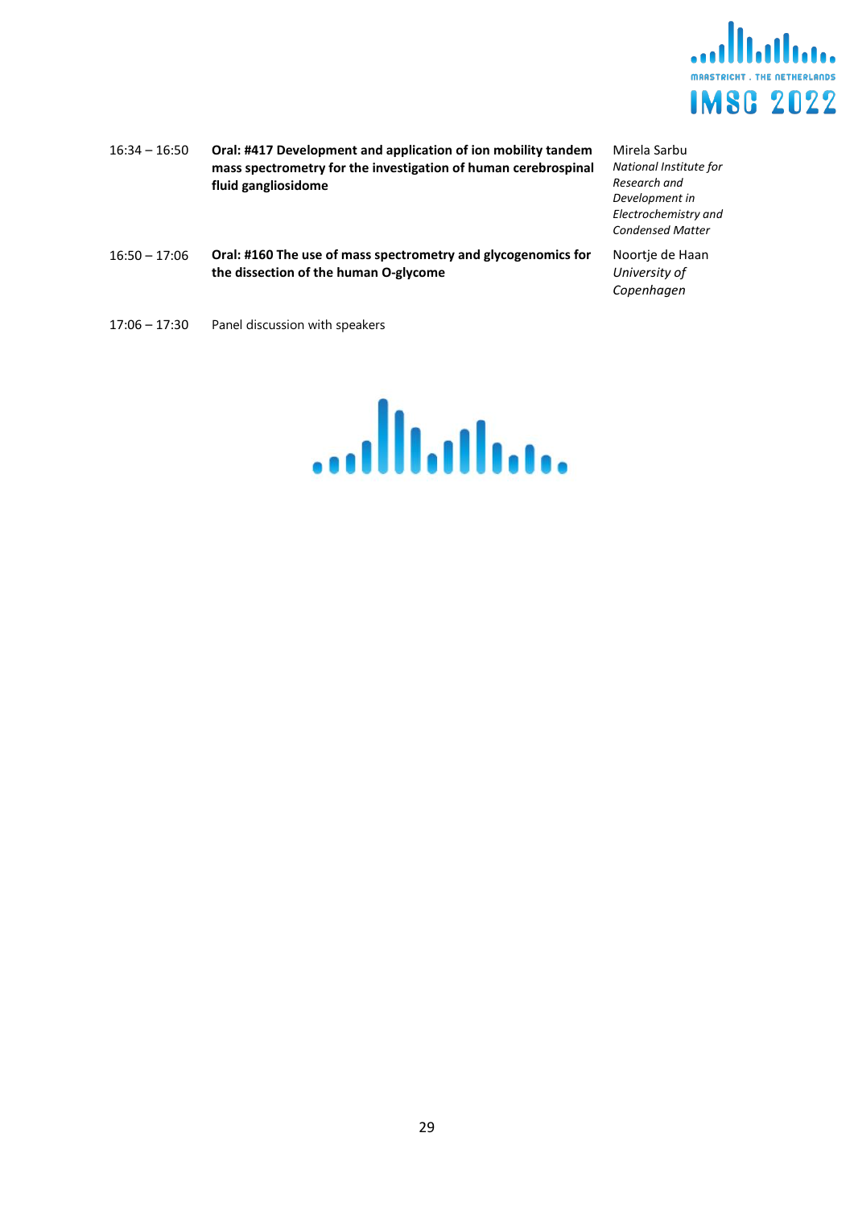| | | |
|---|---|---|
| 16:34 – 16:50 | **Oral: #417 Development and application of ion mobility tandem mass spectrometry for the investigation of human cerebrospinal fluid gangliosidome** | Mirela Sarbu<br>*National Institute for Research and Development in Electrochemistry and Condensed Matter* |
| 16:50 – 17:06 | **Oral: #160 The use of mass spectrometry and glycogenomics for the dissection of the human O-glycome** | Noortje de Haan<br>*University of Copenhagen* |
| 17:06 – 17:30 | Panel discussion with speakers | |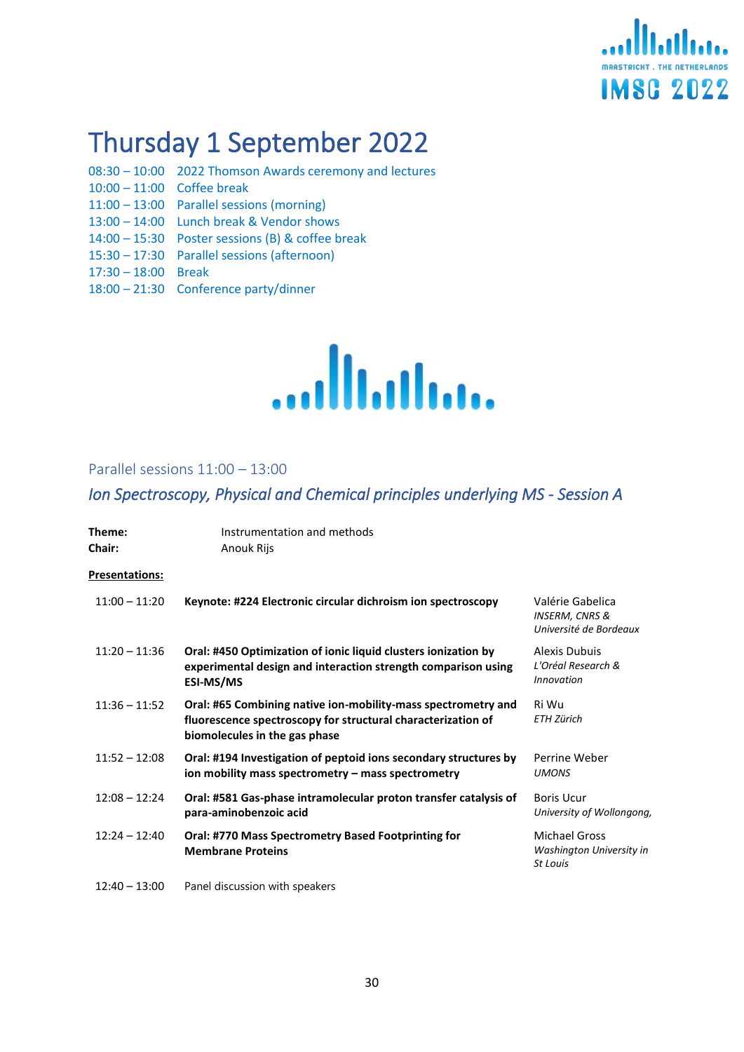# Thursday 1 September 2022

| | |
|---|---|
| 08:30 – 10:00 | 2022 Thomson Awards ceremony and lectures |
| 10:00 – 11:00 | Coffee break |
| 11:00 – 13:00 | Parallel sessions (morning) |
| 13:00 – 14:00 | Lunch break & Vendor shows |
| 14:00 – 15:30 | Poster sessions (B) & coffee break |
| 15:30 – 17:30 | Parallel sessions (afternoon) |
| 17:30 – 18:00 | Break |
| 18:00 – 21:30 | Conference party/dinner |

## Parallel sessions 11:00 – 13:00

### *Ion Spectroscopy, Physical and Chemical principles underlying MS - Session A*

**Theme:** Instrumentation and methods
**Chair:** Anouk Rijs

**Presentations:**

| | | |
|---|---|---|
| 11:00 – 11:20 | **Keynote: #224 Electronic circular dichroism ion spectroscopy** | Valérie Gabelica *INSERM, CNRS & Université de Bordeaux* |
| 11:20 – 11:36 | **Oral: #450 Optimization of ionic liquid clusters ionization by experimental design and interaction strength comparison using ESI-MS/MS** | Alexis Dubuis *L'Oréal Research & Innovation* |
| 11:36 – 11:52 | **Oral: #65 Combining native ion-mobility-mass spectrometry and fluorescence spectroscopy for structural characterization of biomolecules in the gas phase** | Ri Wu *ETH Zürich* |
| 11:52 – 12:08 | **Oral: #194 Investigation of peptoid ions secondary structures by ion mobility mass spectrometry – mass spectrometry** | Perrine Weber *UMONS* |
| 12:08 – 12:24 | **Oral: #581 Gas-phase intramolecular proton transfer catalysis of para-aminobenzoic acid** | Boris Ucur *University of Wollongong,* |
| 12:24 – 12:40 | **Oral: #770 Mass Spectrometry Based Footprinting for Membrane Proteins** | Michael Gross *Washington University in St Louis* |
| 12:40 – 13:00 | Panel discussion with speakers | |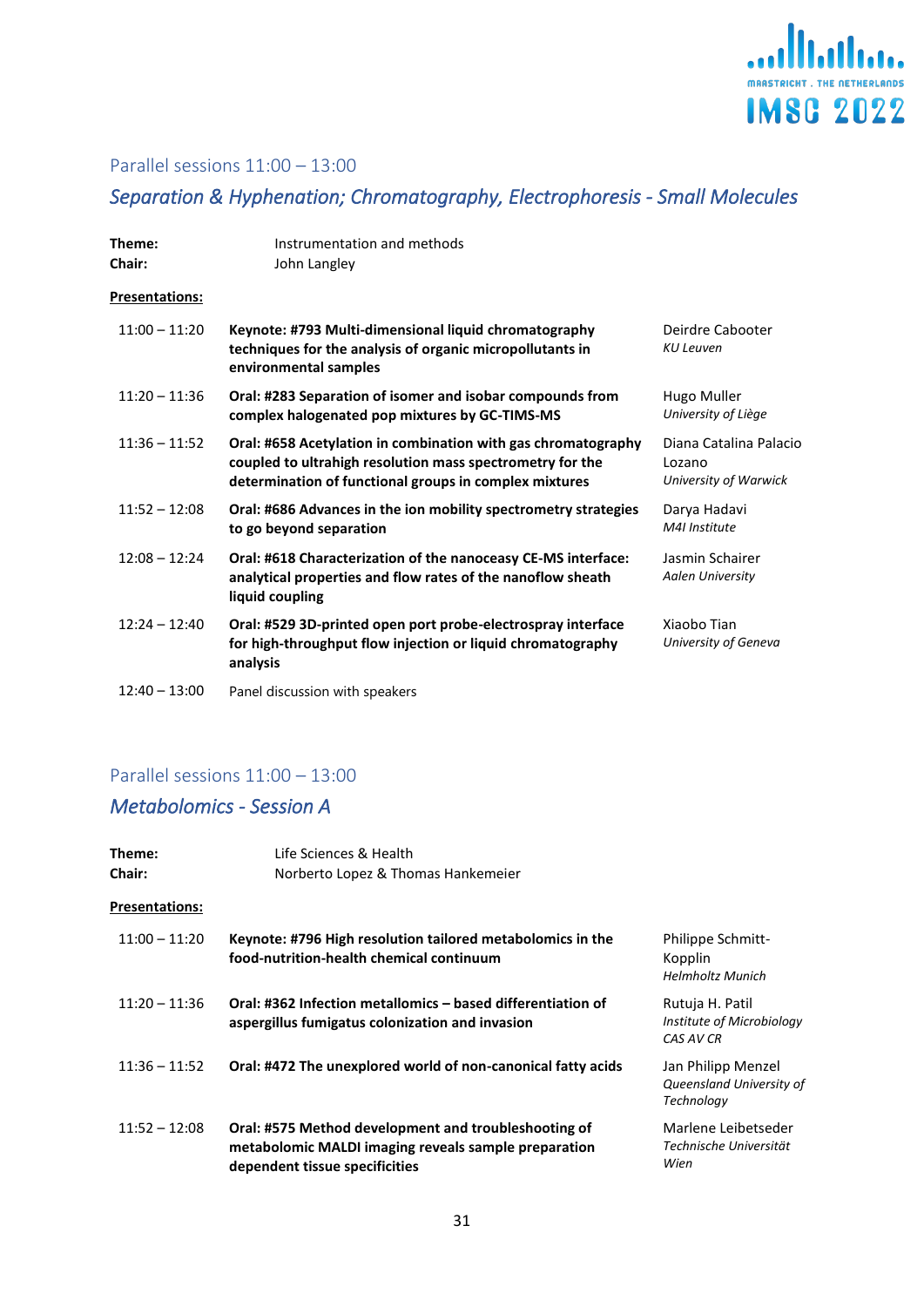## Parallel sessions 11:00 – 13:00

### *Separation & Hyphenation; Chromatography, Electrophoresis - Small Molecules*

**Theme:** Instrumentation and methods
**Chair:** John Langley

**Presentations:**

| Time | Presentation | Speaker |
|---|---|---|
| 11:00 – 11:20 | **Keynote: #793 Multi-dimensional liquid chromatography techniques for the analysis of organic micropollutants in environmental samples** | Deirdre Cabooter *KU Leuven* |
| 11:20 – 11:36 | **Oral: #283 Separation of isomer and isobar compounds from complex halogenated pop mixtures by GC-TIMS-MS** | Hugo Muller *University of Liège* |
| 11:36 – 11:52 | **Oral: #658 Acetylation in combination with gas chromatography coupled to ultrahigh resolution mass spectrometry for the determination of functional groups in complex mixtures** | Diana Catalina Palacio Lozano *University of Warwick* |
| 11:52 – 12:08 | **Oral: #686 Advances in the ion mobility spectrometry strategies to go beyond separation** | Darya Hadavi *M4I Institute* |
| 12:08 – 12:24 | **Oral: #618 Characterization of the nanoceasy CE-MS interface: analytical properties and flow rates of the nanoflow sheath liquid coupling** | Jasmin Schairer *Aalen University* |
| 12:24 – 12:40 | **Oral: #529 3D-printed open port probe-electrospray interface for high-throughput flow injection or liquid chromatography analysis** | Xiaobo Tian *University of Geneva* |
| 12:40 – 13:00 | Panel discussion with speakers | |

## Parallel sessions 11:00 – 13:00

### *Metabolomics - Session A*

**Theme:** Life Sciences & Health
**Chair:** Norberto Lopez & Thomas Hankemeier

**Presentations:**

| Time | Presentation | Speaker |
|---|---|---|
| 11:00 – 11:20 | **Keynote: #796 High resolution tailored metabolomics in the food-nutrition-health chemical continuum** | Philippe Schmitt-Kopplin *Helmholtz Munich* |
| 11:20 – 11:36 | **Oral: #362 Infection metallomics – based differentiation of aspergillus fumigatus colonization and invasion** | Rutuja H. Patil *Institute of Microbiology CAS AV CR* |
| 11:36 – 11:52 | **Oral: #472 The unexplored world of non-canonical fatty acids** | Jan Philipp Menzel *Queensland University of Technology* |
| 11:52 – 12:08 | **Oral: #575 Method development and troubleshooting of metabolomic MALDI imaging reveals sample preparation dependent tissue specificities** | Marlene Leibetseder *Technische Universität Wien* |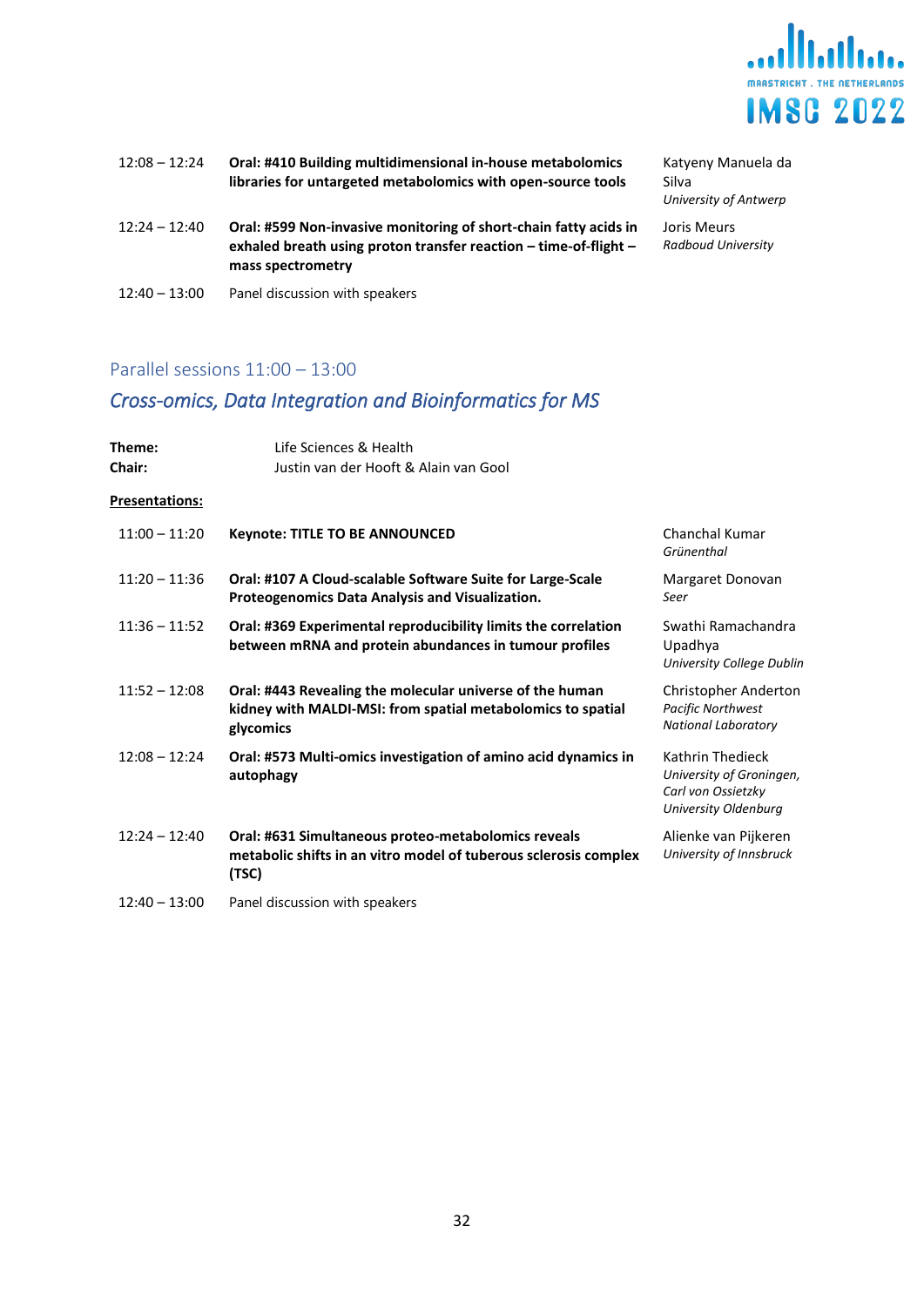| | | |
|---|---|---|
| 12:08 – 12:24 | **Oral: #410 Building multidimensional in-house metabolomics libraries for untargeted metabolomics with open-source tools** | Katyeny Manuela da Silva<br>*University of Antwerp* |
| 12:24 – 12:40 | **Oral: #599 Non-invasive monitoring of short-chain fatty acids in exhaled breath using proton transfer reaction – time-of-flight – mass spectrometry** | Joris Meurs<br>*Radboud University* |
| 12:40 – 13:00 | Panel discussion with speakers | |

## Parallel sessions 11:00 – 13:00

### *Cross-omics, Data Integration and Bioinformatics for MS*

**Theme:** Life Sciences & Health
**Chair:** Justin van der Hooft & Alain van Gool

**Presentations:**

| | | |
|---|---|---|
| 11:00 – 11:20 | **Keynote: TITLE TO BE ANNOUNCED** | Chanchal Kumar<br>*Grünenthal* |
| 11:20 – 11:36 | **Oral: #107 A Cloud-scalable Software Suite for Large-Scale Proteogenomics Data Analysis and Visualization.** | Margaret Donovan<br>*Seer* |
| 11:36 – 11:52 | **Oral: #369 Experimental reproducibility limits the correlation between mRNA and protein abundances in tumour profiles** | Swathi Ramachandra Upadhya<br>*University College Dublin* |
| 11:52 – 12:08 | **Oral: #443 Revealing the molecular universe of the human kidney with MALDI-MSI: from spatial metabolomics to spatial glycomics** | Christopher Anderton<br>*Pacific Northwest National Laboratory* |
| 12:08 – 12:24 | **Oral: #573 Multi-omics investigation of amino acid dynamics in autophagy** | Kathrin Thedieck<br>*University of Groningen, Carl von Ossietzky University Oldenburg* |
| 12:24 – 12:40 | **Oral: #631 Simultaneous proteo-metabolomics reveals metabolic shifts in an vitro model of tuberous sclerosis complex (TSC)** | Alienke van Pijkeren<br>*University of Innsbruck* |
| 12:40 – 13:00 | Panel discussion with speakers | |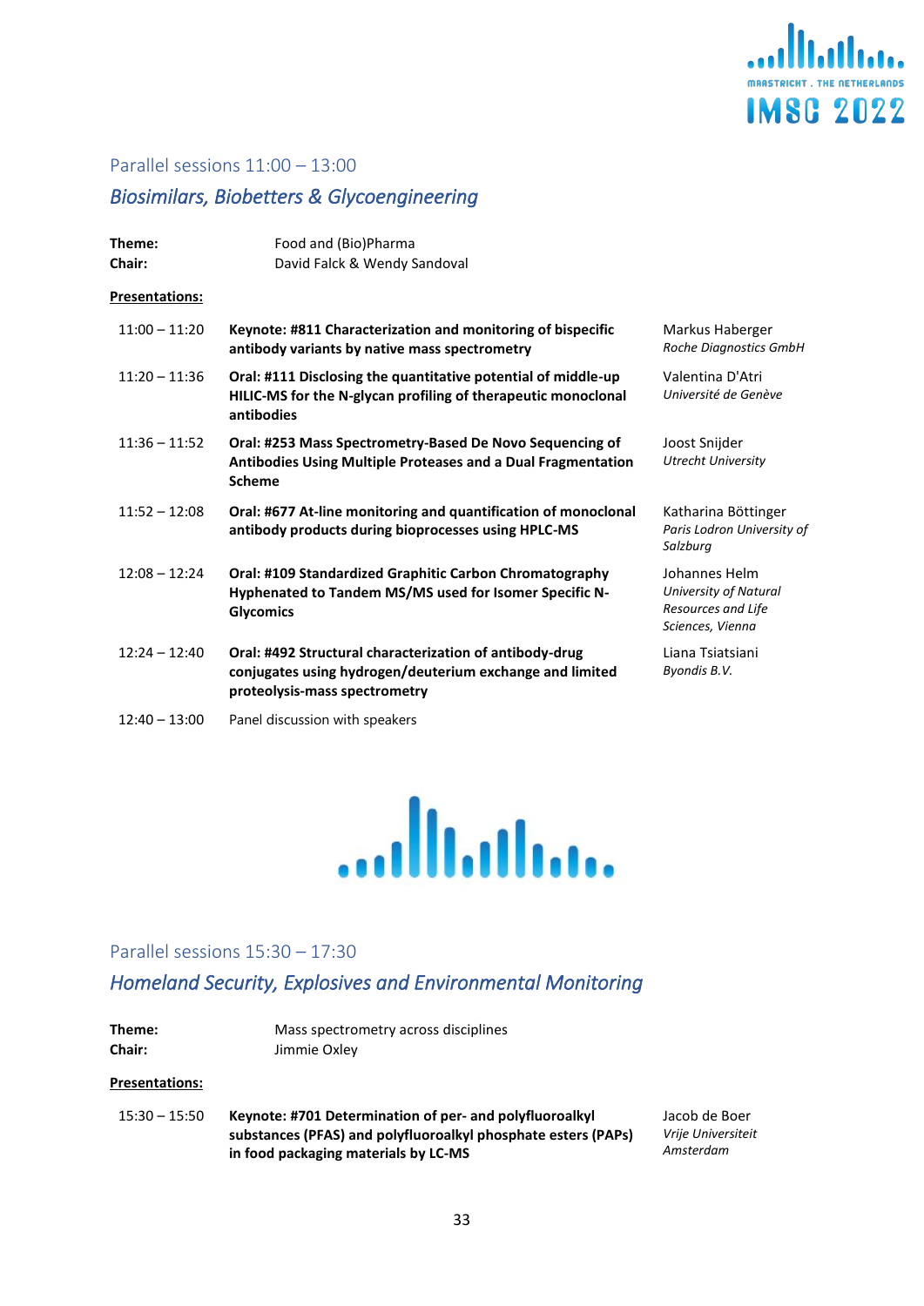## Parallel sessions 11:00 – 13:00

### *Biosimilars, Biobetters & Glycoengineering*

**Theme:** Food and (Bio)Pharma
**Chair:** David Falck & Wendy Sandoval

**Presentations:**

| | | |
|---|---|---|
| 11:00 – 11:20 | **Keynote: #811 Characterization and monitoring of bispecific antibody variants by native mass spectrometry** | Markus Haberger *Roche Diagnostics GmbH* |
| 11:20 – 11:36 | **Oral: #111 Disclosing the quantitative potential of middle-up HILIC-MS for the N-glycan profiling of therapeutic monoclonal antibodies** | Valentina D'Atri *Université de Genève* |
| 11:36 – 11:52 | **Oral: #253 Mass Spectrometry-Based De Novo Sequencing of Antibodies Using Multiple Proteases and a Dual Fragmentation Scheme** | Joost Snijder *Utrecht University* |
| 11:52 – 12:08 | **Oral: #677 At-line monitoring and quantification of monoclonal antibody products during bioprocesses using HPLC-MS** | Katharina Böttinger *Paris Lodron University of Salzburg* |
| 12:08 – 12:24 | **Oral: #109 Standardized Graphitic Carbon Chromatography Hyphenated to Tandem MS/MS used for Isomer Specific N-Glycomics** | Johannes Helm *University of Natural Resources and Life Sciences, Vienna* |
| 12:24 – 12:40 | **Oral: #492 Structural characterization of antibody-drug conjugates using hydrogen/deuterium exchange and limited proteolysis-mass spectrometry** | Liana Tsiatsiani *Byondis B.V.* |
| 12:40 – 13:00 | Panel discussion with speakers | |

## Parallel sessions 15:30 – 17:30

### *Homeland Security, Explosives and Environmental Monitoring*

**Theme:** Mass spectrometry across disciplines
**Chair:** Jimmie Oxley

**Presentations:**

| | | |
|---|---|---|
| 15:30 – 15:50 | **Keynote: #701 Determination of per- and polyfluoroalkyl substances (PFAS) and polyfluoroalkyl phosphate esters (PAPs) in food packaging materials by LC-MS** | Jacob de Boer *Vrije Universiteit Amsterdam* |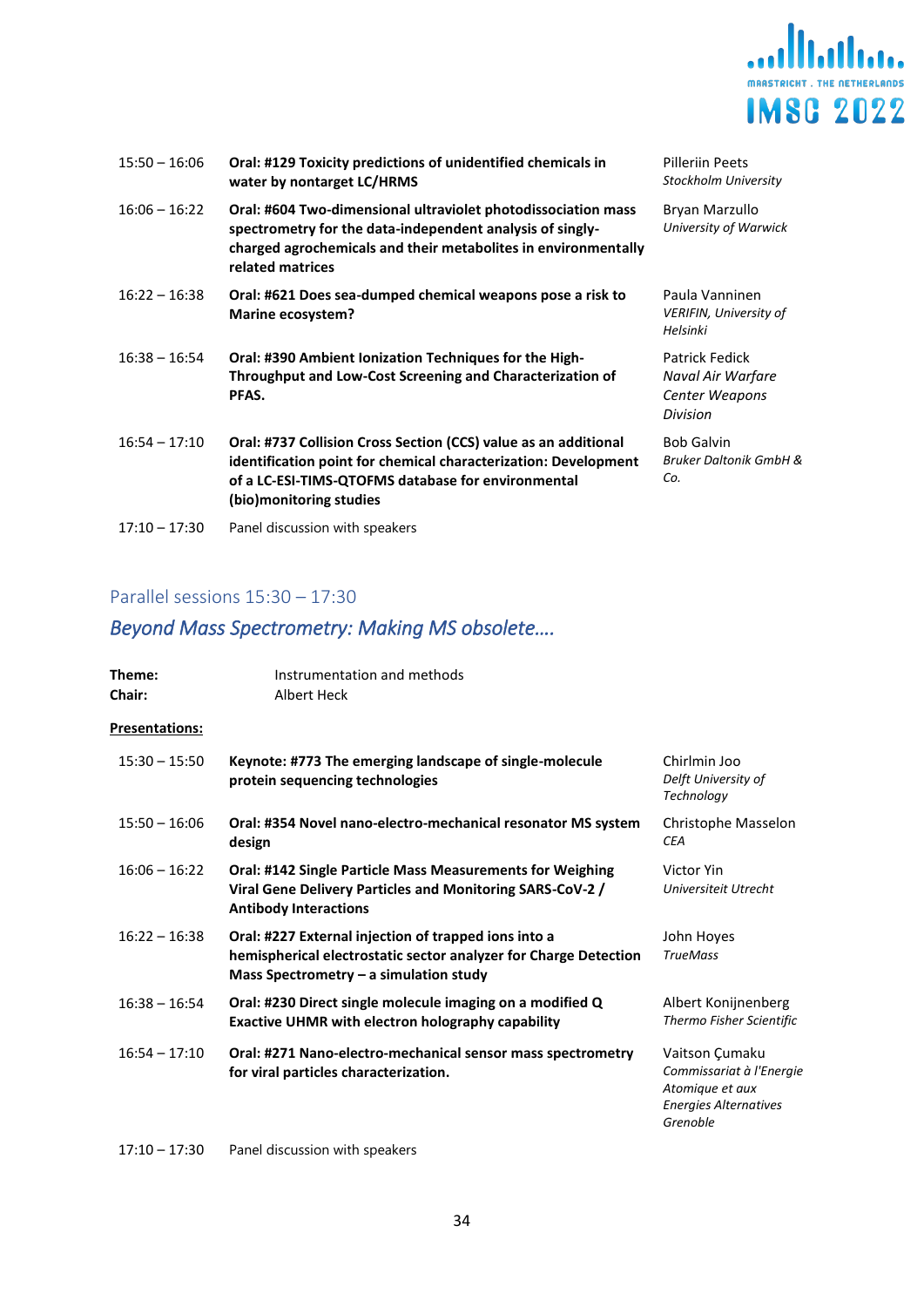| | | |
|---|---|---|
| 15:50 – 16:06 | **Oral: #129 Toxicity predictions of unidentified chemicals in water by nontarget LC/HRMS** | Pilleriin Peets<br>*Stockholm University* |
| 16:06 – 16:22 | **Oral: #604 Two-dimensional ultraviolet photodissociation mass spectrometry for the data-independent analysis of singly-charged agrochemicals and their metabolites in environmentally related matrices** | Bryan Marzullo<br>*University of Warwick* |
| 16:22 – 16:38 | **Oral: #621 Does sea-dumped chemical weapons pose a risk to Marine ecosystem?** | Paula Vanninen<br>*VERIFIN, University of Helsinki* |
| 16:38 – 16:54 | **Oral: #390 Ambient Ionization Techniques for the High-Throughput and Low-Cost Screening and Characterization of PFAS.** | Patrick Fedick<br>*Naval Air Warfare Center Weapons Division* |
| 16:54 – 17:10 | **Oral: #737 Collision Cross Section (CCS) value as an additional identification point for chemical characterization: Development of a LC-ESI-TIMS-QTOFMS database for environmental (bio)monitoring studies** | Bob Galvin<br>*Bruker Daltonik GmbH & Co.* |
| 17:10 – 17:30 | Panel discussion with speakers | |

## Parallel sessions 15:30 – 17:30

## *Beyond Mass Spectrometry: Making MS obsolete….*

**Theme:** Instrumentation and methods
**Chair:** Albert Heck

**Presentations:**

| | | |
|---|---|---|
| 15:30 – 15:50 | **Keynote: #773 The emerging landscape of single-molecule protein sequencing technologies** | Chirlmin Joo<br>*Delft University of Technology* |
| 15:50 – 16:06 | **Oral: #354 Novel nano-electro-mechanical resonator MS system design** | Christophe Masselon<br>*CEA* |
| 16:06 – 16:22 | **Oral: #142 Single Particle Mass Measurements for Weighing Viral Gene Delivery Particles and Monitoring SARS-CoV-2 / Antibody Interactions** | Victor Yin<br>*Universiteit Utrecht* |
| 16:22 – 16:38 | **Oral: #227 External injection of trapped ions into a hemispherical electrostatic sector analyzer for Charge Detection Mass Spectrometry – a simulation study** | John Hoyes<br>*TrueMass* |
| 16:38 – 16:54 | **Oral: #230 Direct single molecule imaging on a modified Q Exactive UHMR with electron holography capability** | Albert Konijnenberg<br>*Thermo Fisher Scientific* |
| 16:54 – 17:10 | **Oral: #271 Nano-electro-mechanical sensor mass spectrometry for viral particles characterization.** | Vaitson Çumaku<br>*Commissariat à l'Energie Atomique et aux Energies Alternatives Grenoble* |
| 17:10 – 17:30 | Panel discussion with speakers | |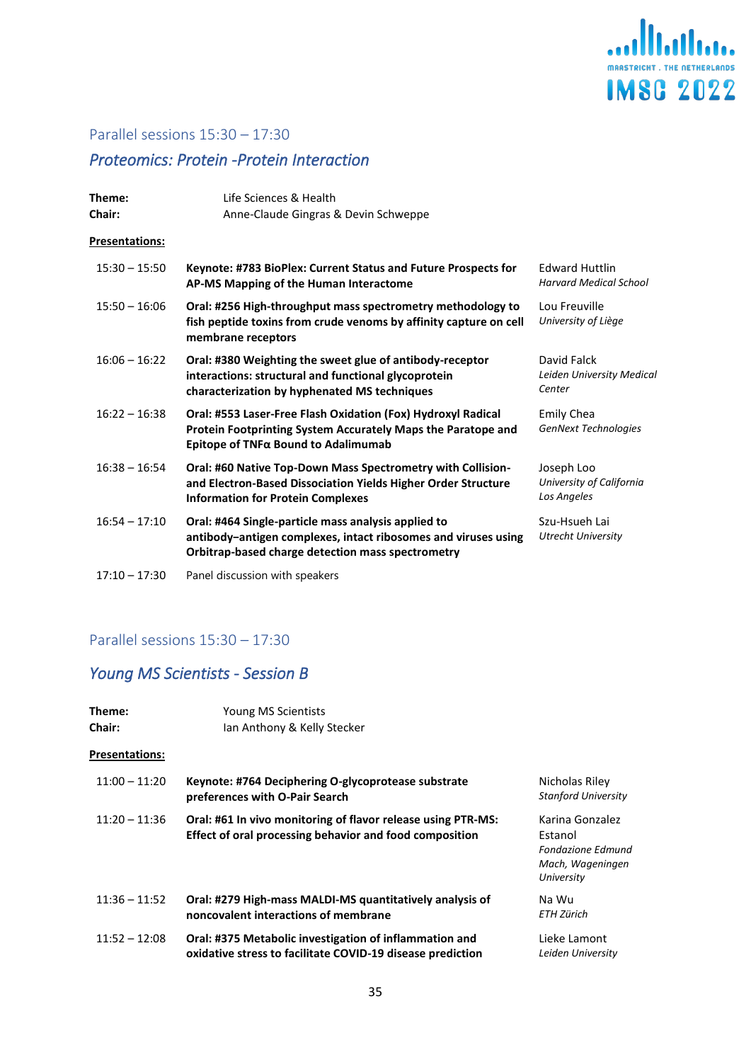## Parallel sessions 15:30 – 17:30

### *Proteomics: Protein -Protein Interaction*

**Theme:** Life Sciences & Health
**Chair:** Anne-Claude Gingras & Devin Schweppe

**Presentations:**

| Time | Presentation | Speaker |
|---|---|---|
| 15:30 – 15:50 | **Keynote: #783 BioPlex: Current Status and Future Prospects for AP-MS Mapping of the Human Interactome** | Edward Huttlin *Harvard Medical School* |
| 15:50 – 16:06 | **Oral: #256 High-throughput mass spectrometry methodology to fish peptide toxins from crude venoms by affinity capture on cell membrane receptors** | Lou Freuville *University of Liège* |
| 16:06 – 16:22 | **Oral: #380 Weighting the sweet glue of antibody-receptor interactions: structural and functional glycoprotein characterization by hyphenated MS techniques** | David Falck *Leiden University Medical Center* |
| 16:22 – 16:38 | **Oral: #553 Laser-Free Flash Oxidation (Fox) Hydroxyl Radical Protein Footprinting System Accurately Maps the Paratope and Epitope of TNFα Bound to Adalimumab** | Emily Chea *GenNext Technologies* |
| 16:38 – 16:54 | **Oral: #60 Native Top-Down Mass Spectrometry with Collision- and Electron-Based Dissociation Yields Higher Order Structure Information for Protein Complexes** | Joseph Loo *University of California Los Angeles* |
| 16:54 – 17:10 | **Oral: #464 Single-particle mass analysis applied to antibody–antigen complexes, intact ribosomes and viruses using Orbitrap-based charge detection mass spectrometry** | Szu-Hsueh Lai *Utrecht University* |
| 17:10 – 17:30 | Panel discussion with speakers | |

## Parallel sessions 15:30 – 17:30

### *Young MS Scientists - Session B*

**Theme:** Young MS Scientists
**Chair:** Ian Anthony & Kelly Stecker

**Presentations:**

| Time | Presentation | Speaker |
|---|---|---|
| 11:00 – 11:20 | **Keynote: #764 Deciphering O-glycoprotease substrate preferences with O-Pair Search** | Nicholas Riley *Stanford University* |
| 11:20 – 11:36 | **Oral: #61 In vivo monitoring of flavor release using PTR-MS: Effect of oral processing behavior and food composition** | Karina Gonzalez Estanol *Fondazione Edmund Mach, Wageningen University* |
| 11:36 – 11:52 | **Oral: #279 High-mass MALDI-MS quantitatively analysis of noncovalent interactions of membrane** | Na Wu *ETH Zürich* |
| 11:52 – 12:08 | **Oral: #375 Metabolic investigation of inflammation and oxidative stress to facilitate COVID-19 disease prediction** | Lieke Lamont *Leiden University* |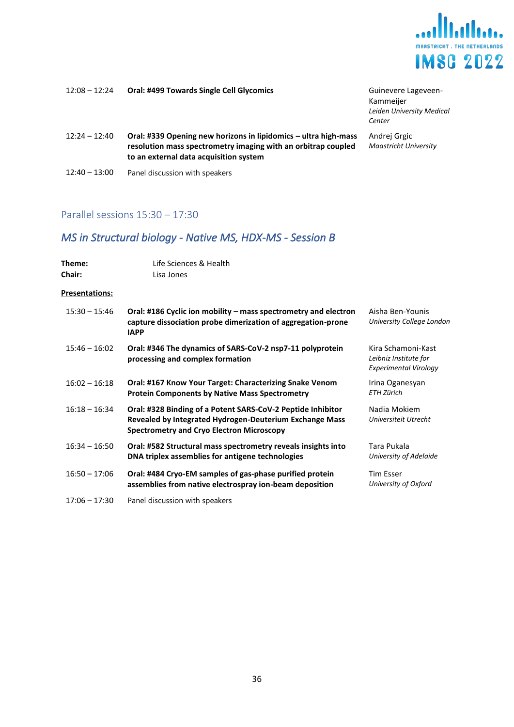| | | |
|---|---|---|
| 12:08 – 12:24 | **Oral: #499 Towards Single Cell Glycomics** | Guinevere Lageveen-Kammeijer<br>*Leiden University Medical Center* |
| 12:24 – 12:40 | **Oral: #339 Opening new horizons in lipidomics – ultra high-mass resolution mass spectrometry imaging with an orbitrap coupled to an external data acquisition system** | Andrej Grgic<br>*Maastricht University* |
| 12:40 – 13:00 | Panel discussion with speakers | |

## Parallel sessions 15:30 – 17:30

### *MS in Structural biology - Native MS, HDX-MS - Session B*

**Theme:** Life Sciences & Health
**Chair:** Lisa Jones

**Presentations:**

| | | |
|---|---|---|
| 15:30 – 15:46 | **Oral: #186 Cyclic ion mobility – mass spectrometry and electron capture dissociation probe dimerization of aggregation-prone IAPP** | Aisha Ben-Younis<br>*University College London* |
| 15:46 – 16:02 | **Oral: #346 The dynamics of SARS-CoV-2 nsp7-11 polyprotein processing and complex formation** | Kira Schamoni-Kast<br>*Leibniz Institute for Experimental Virology* |
| 16:02 – 16:18 | **Oral: #167 Know Your Target: Characterizing Snake Venom Protein Components by Native Mass Spectrometry** | Irina Oganesyan<br>*ETH Zürich* |
| 16:18 – 16:34 | **Oral: #328 Binding of a Potent SARS-CoV-2 Peptide Inhibitor Revealed by Integrated Hydrogen-Deuterium Exchange Mass Spectrometry and Cryo Electron Microscopy** | Nadia Mokiem<br>*Universiteit Utrecht* |
| 16:34 – 16:50 | **Oral: #582 Structural mass spectrometry reveals insights into DNA triplex assemblies for antigene technologies** | Tara Pukala<br>*University of Adelaide* |
| 16:50 – 17:06 | **Oral: #484 Cryo-EM samples of gas-phase purified protein assemblies from native electrospray ion-beam deposition** | Tim Esser<br>*University of Oxford* |
| 17:06 – 17:30 | Panel discussion with speakers | |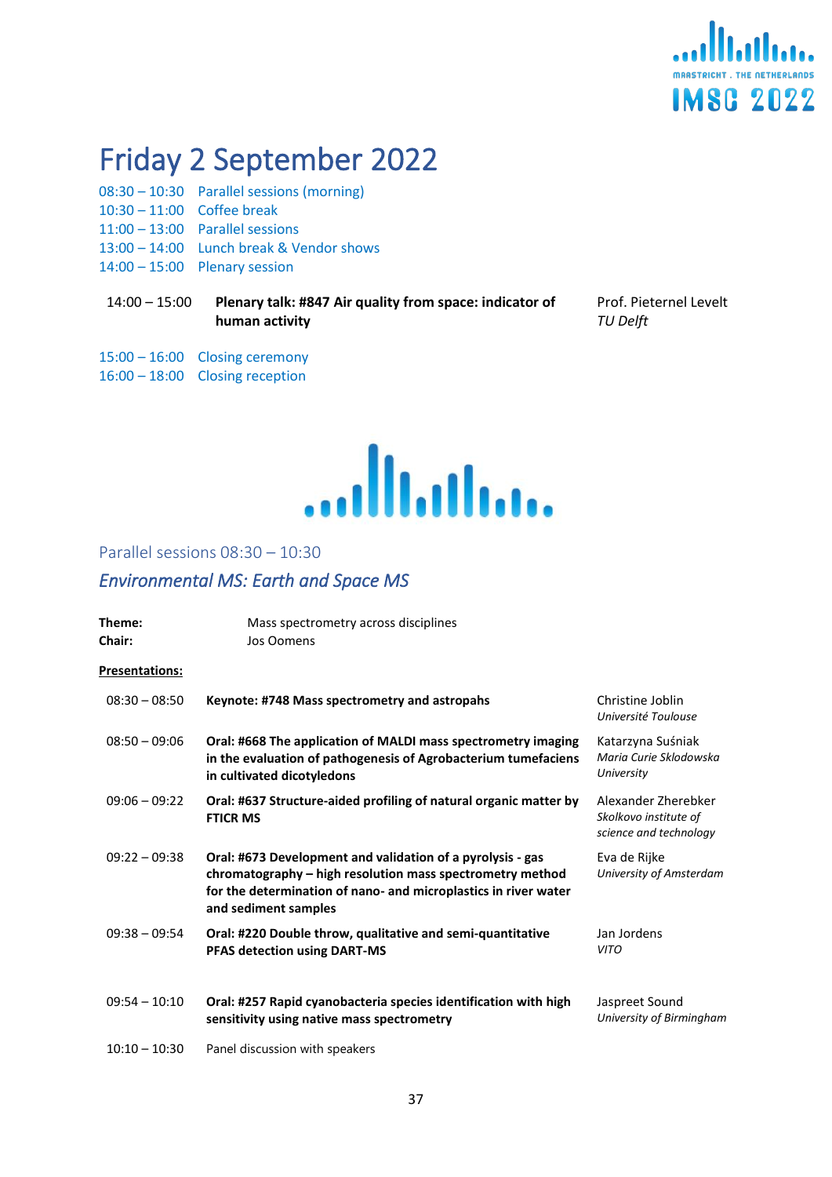# Friday 2 September 2022

08:30 – 10:30 Parallel sessions (morning)
10:30 – 11:00 Coffee break
11:00 – 13:00 Parallel sessions
13:00 – 14:00 Lunch break & Vendor shows
14:00 – 15:00 Plenary session

| | | |
|---|---|---|
| 14:00 – 15:00 | **Plenary talk: #847 Air quality from space: indicator of human activity** | Prof. Pieternel Levelt *TU Delft* |

15:00 – 16:00 Closing ceremony
16:00 – 18:00 Closing reception

## Parallel sessions 08:30 – 10:30

### *Environmental MS: Earth and Space MS*

**Theme:** Mass spectrometry across disciplines
**Chair:** Jos Oomens

**Presentations:**

| | | |
|---|---|---|
| 08:30 – 08:50 | **Keynote: #748 Mass spectrometry and astropahs** | Christine Joblin *Université Toulouse* |
| 08:50 – 09:06 | **Oral: #668 The application of MALDI mass spectrometry imaging in the evaluation of pathogenesis of Agrobacterium tumefaciens in cultivated dicotyledons** | Katarzyna Suśniak *Maria Curie Sklodowska University* |
| 09:06 – 09:22 | **Oral: #637 Structure-aided profiling of natural organic matter by FTICR MS** | Alexander Zherebker *Skolkovo institute of science and technology* |
| 09:22 – 09:38 | **Oral: #673 Development and validation of a pyrolysis - gas chromatography – high resolution mass spectrometry method for the determination of nano- and microplastics in river water and sediment samples** | Eva de Rijke *University of Amsterdam* |
| 09:38 – 09:54 | **Oral: #220 Double throw, qualitative and semi-quantitative PFAS detection using DART-MS** | Jan Jordens *VITO* |
| 09:54 – 10:10 | **Oral: #257 Rapid cyanobacteria species identification with high sensitivity using native mass spectrometry** | Jaspreet Sound *University of Birmingham* |
| 10:10 – 10:30 | Panel discussion with speakers | |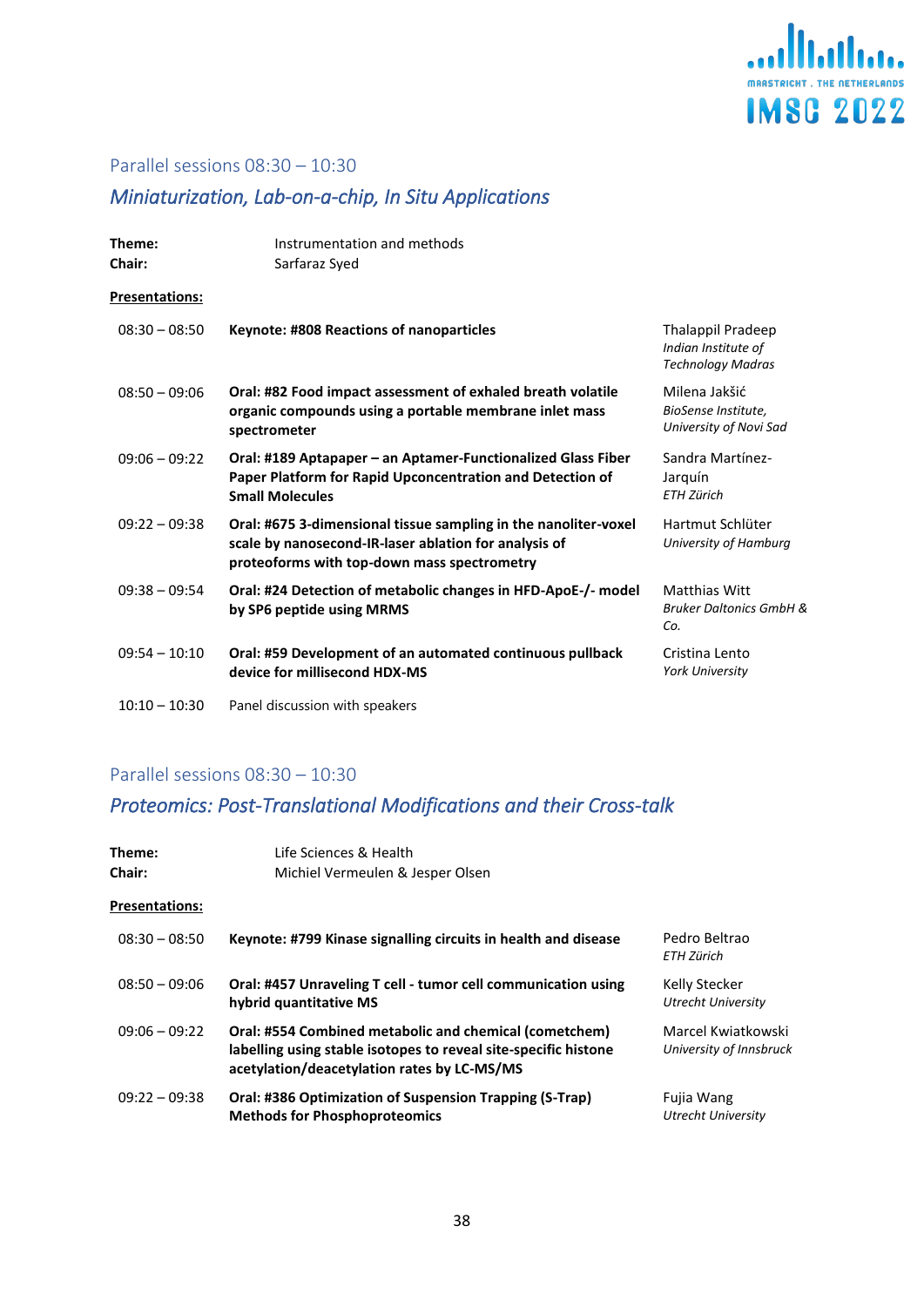## Parallel sessions 08:30 – 10:30

### *Miniaturization, Lab-on-a-chip, In Situ Applications*

**Theme:** Instrumentation and methods
**Chair:** Sarfaraz Syed

**Presentations:**

| Time | Presentation | Speaker |
|---|---|---|
| 08:30 – 08:50 | **Keynote: #808 Reactions of nanoparticles** | Thalappil Pradeep *Indian Institute of Technology Madras* |
| 08:50 – 09:06 | **Oral: #82 Food impact assessment of exhaled breath volatile organic compounds using a portable membrane inlet mass spectrometer** | Milena Jakšić *BioSense Institute, University of Novi Sad* |
| 09:06 – 09:22 | **Oral: #189 Aptapaper – an Aptamer-Functionalized Glass Fiber Paper Platform for Rapid Upconcentration and Detection of Small Molecules** | Sandra Martínez-Jarquín *ETH Zürich* |
| 09:22 – 09:38 | **Oral: #675 3-dimensional tissue sampling in the nanoliter-voxel scale by nanosecond-IR-laser ablation for analysis of proteoforms with top-down mass spectrometry** | Hartmut Schlüter *University of Hamburg* |
| 09:38 – 09:54 | **Oral: #24 Detection of metabolic changes in HFD-ApoE-/- model by SP6 peptide using MRMS** | Matthias Witt *Bruker Daltonics GmbH & Co.* |
| 09:54 – 10:10 | **Oral: #59 Development of an automated continuous pullback device for millisecond HDX-MS** | Cristina Lento *York University* |
| 10:10 – 10:30 | Panel discussion with speakers | |

## Parallel sessions 08:30 – 10:30

### *Proteomics: Post-Translational Modifications and their Cross-talk*

**Theme:** Life Sciences & Health
**Chair:** Michiel Vermeulen & Jesper Olsen

**Presentations:**

| Time | Presentation | Speaker |
|---|---|---|
| 08:30 – 08:50 | **Keynote: #799 Kinase signalling circuits in health and disease** | Pedro Beltrao *ETH Zürich* |
| 08:50 – 09:06 | **Oral: #457 Unraveling T cell - tumor cell communication using hybrid quantitative MS** | Kelly Stecker *Utrecht University* |
| 09:06 – 09:22 | **Oral: #554 Combined metabolic and chemical (cometchem) labelling using stable isotopes to reveal site-specific histone acetylation/deacetylation rates by LC-MS/MS** | Marcel Kwiatkowski *University of Innsbruck* |
| 09:22 – 09:38 | **Oral: #386 Optimization of Suspension Trapping (S-Trap) Methods for Phosphoproteomics** | Fujia Wang *Utrecht University* |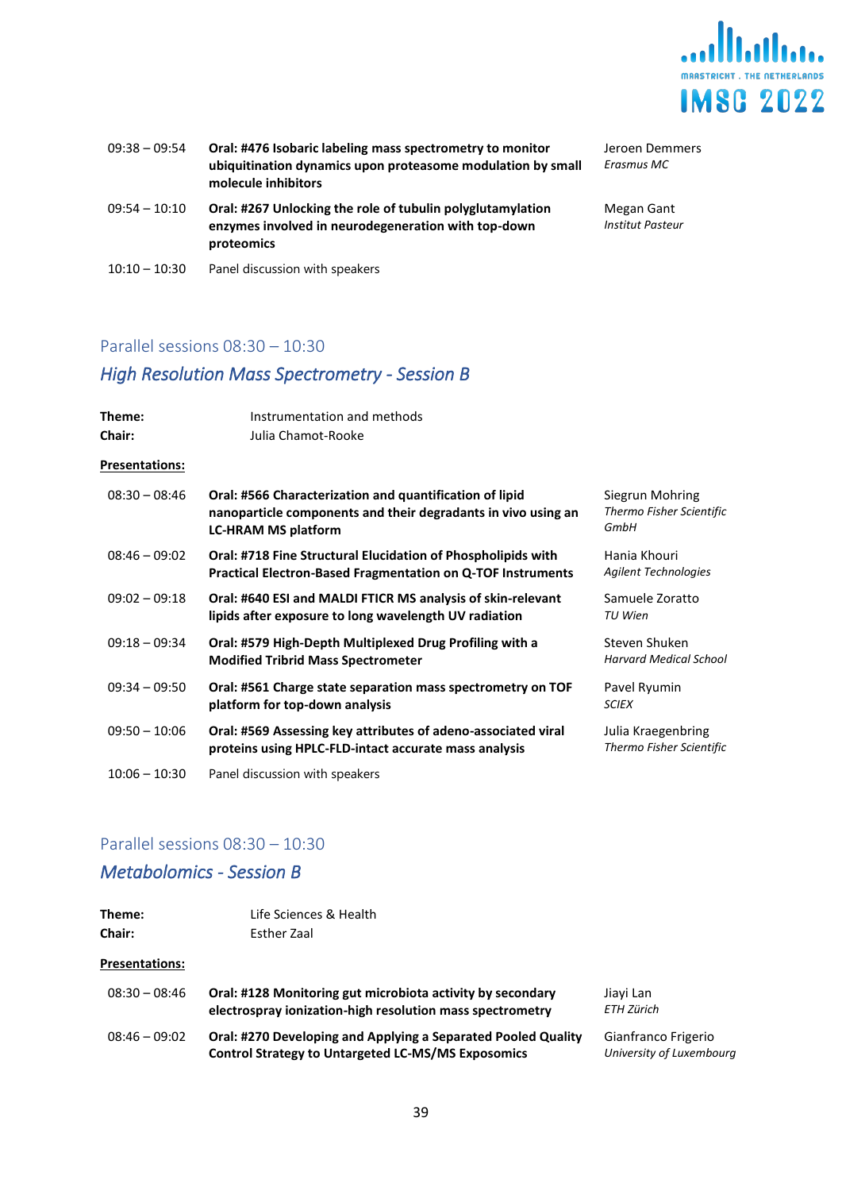| | | |
|---|---|---|
| 09:38 – 09:54 | **Oral: #476 Isobaric labeling mass spectrometry to monitor ubiquitination dynamics upon proteasome modulation by small molecule inhibitors** | Jeroen Demmers *Erasmus MC* |
| 09:54 – 10:10 | **Oral: #267 Unlocking the role of tubulin polyglutamylation enzymes involved in neurodegeneration with top-down proteomics** | Megan Gant *Institut Pasteur* |
| 10:10 – 10:30 | Panel discussion with speakers | |

## Parallel sessions 08:30 – 10:30

### *High Resolution Mass Spectrometry - Session B*

**Theme:** Instrumentation and methods
**Chair:** Julia Chamot-Rooke

**Presentations:**

| | | |
|---|---|---|
| 08:30 – 08:46 | **Oral: #566 Characterization and quantification of lipid nanoparticle components and their degradants in vivo using an LC-HRAM MS platform** | Siegrun Mohring *Thermo Fisher Scientific GmbH* |
| 08:46 – 09:02 | **Oral: #718 Fine Structural Elucidation of Phospholipids with Practical Electron-Based Fragmentation on Q-TOF Instruments** | Hania Khouri *Agilent Technologies* |
| 09:02 – 09:18 | **Oral: #640 ESI and MALDI FTICR MS analysis of skin-relevant lipids after exposure to long wavelength UV radiation** | Samuele Zoratto *TU Wien* |
| 09:18 – 09:34 | **Oral: #579 High-Depth Multiplexed Drug Profiling with a Modified Tribrid Mass Spectrometer** | Steven Shuken *Harvard Medical School* |
| 09:34 – 09:50 | **Oral: #561 Charge state separation mass spectrometry on TOF platform for top-down analysis** | Pavel Ryumin *SCIEX* |
| 09:50 – 10:06 | **Oral: #569 Assessing key attributes of adeno-associated viral proteins using HPLC-FLD-intact accurate mass analysis** | Julia Kraegenbring *Thermo Fisher Scientific* |
| 10:06 – 10:30 | Panel discussion with speakers | |

## Parallel sessions 08:30 – 10:30

### *Metabolomics - Session B*

**Theme:** Life Sciences & Health
**Chair:** Esther Zaal

**Presentations:**

| | | |
|---|---|---|
| 08:30 – 08:46 | **Oral: #128 Monitoring gut microbiota activity by secondary electrospray ionization-high resolution mass spectrometry** | Jiayi Lan *ETH Zürich* |
| 08:46 – 09:02 | **Oral: #270 Developing and Applying a Separated Pooled Quality Control Strategy to Untargeted LC-MS/MS Exposomics** | Gianfranco Frigerio *University of Luxembourg* |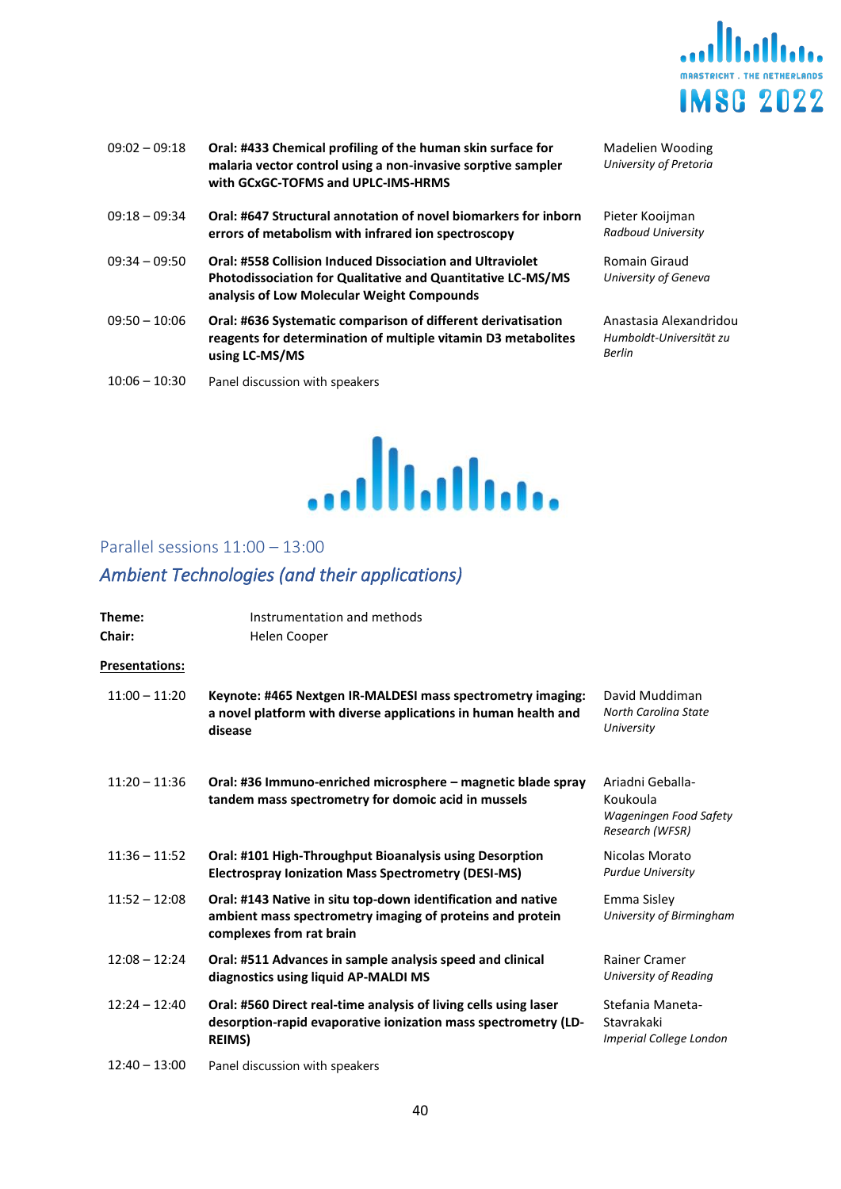| | | |
|---|---|---|
| 09:02 – 09:18 | **Oral: #433 Chemical profiling of the human skin surface for malaria vector control using a non-invasive sorptive sampler with GCxGC-TOFMS and UPLC-IMS-HRMS** | Madelien Wooding *University of Pretoria* |
| 09:18 – 09:34 | **Oral: #647 Structural annotation of novel biomarkers for inborn errors of metabolism with infrared ion spectroscopy** | Pieter Kooijman *Radboud University* |
| 09:34 – 09:50 | **Oral: #558 Collision Induced Dissociation and Ultraviolet Photodissociation for Qualitative and Quantitative LC-MS/MS analysis of Low Molecular Weight Compounds** | Romain Giraud *University of Geneva* |
| 09:50 – 10:06 | **Oral: #636 Systematic comparison of different derivatisation reagents for determination of multiple vitamin D3 metabolites using LC-MS/MS** | Anastasia Alexandridou *Humboldt-Universität zu Berlin* |
| 10:06 – 10:30 | Panel discussion with speakers | |

## Parallel sessions 11:00 – 13:00

### *Ambient Technologies (and their applications)*

**Theme:** Instrumentation and methods
**Chair:** Helen Cooper

**Presentations:**

| | | |
|---|---|---|
| 11:00 – 11:20 | **Keynote: #465 Nextgen IR-MALDESI mass spectrometry imaging: a novel platform with diverse applications in human health and disease** | David Muddiman *North Carolina State University* |
| 11:20 – 11:36 | **Oral: #36 Immuno-enriched microsphere – magnetic blade spray tandem mass spectrometry for domoic acid in mussels** | Ariadni Geballa-Koukoula *Wageningen Food Safety Research (WFSR)* |
| 11:36 – 11:52 | **Oral: #101 High-Throughput Bioanalysis using Desorption Electrospray Ionization Mass Spectrometry (DESI-MS)** | Nicolas Morato *Purdue University* |
| 11:52 – 12:08 | **Oral: #143 Native in situ top-down identification and native ambient mass spectrometry imaging of proteins and protein complexes from rat brain** | Emma Sisley *University of Birmingham* |
| 12:08 – 12:24 | **Oral: #511 Advances in sample analysis speed and clinical diagnostics using liquid AP-MALDI MS** | Rainer Cramer *University of Reading* |
| 12:24 – 12:40 | **Oral: #560 Direct real-time analysis of living cells using laser desorption-rapid evaporative ionization mass spectrometry (LD-REIMS)** | Stefania Maneta-Stavrakaki *Imperial College London* |
| 12:40 – 13:00 | Panel discussion with speakers | |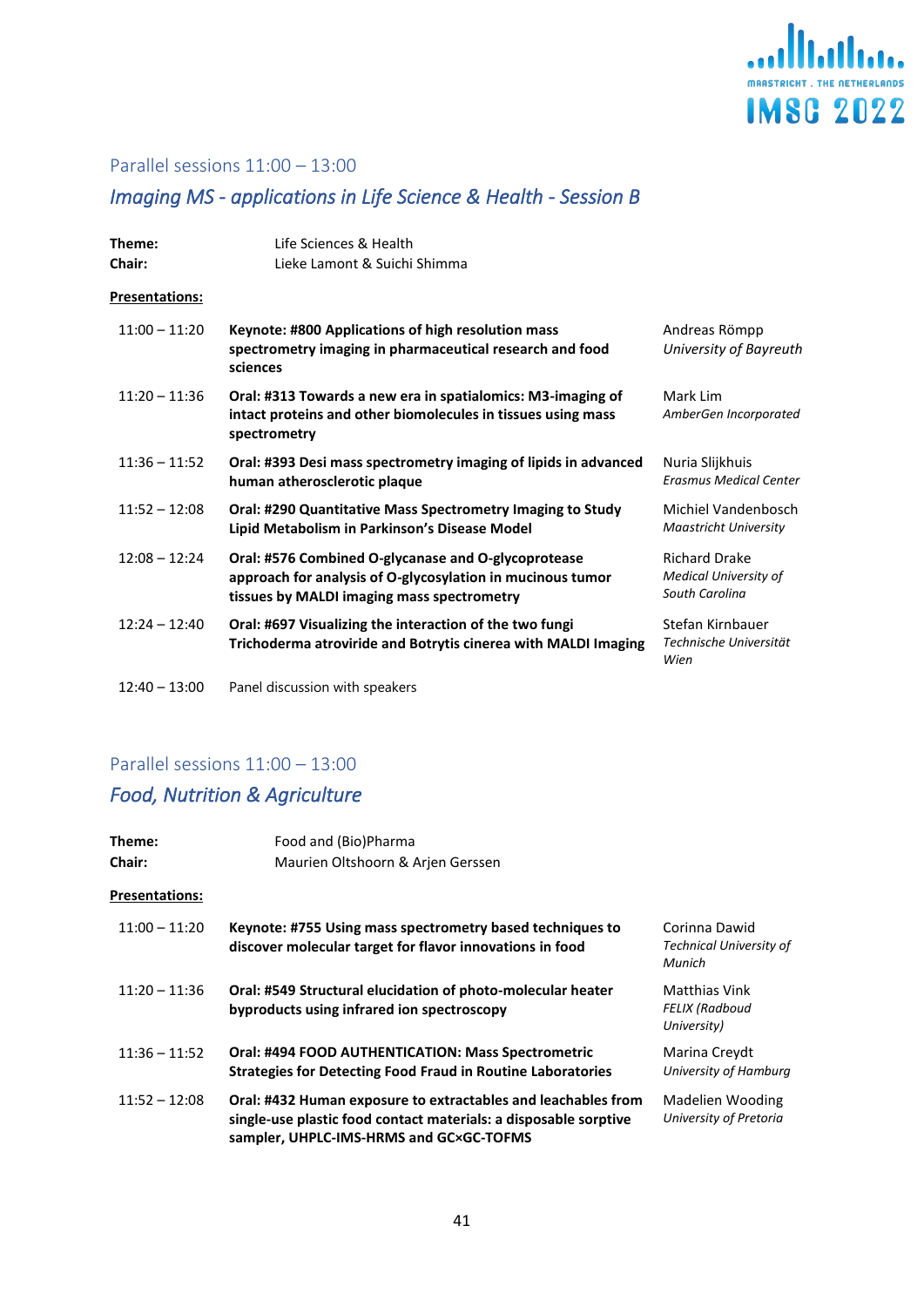## Parallel sessions 11:00 – 13:00

### *Imaging MS - applications in Life Science & Health - Session B*

**Theme:** Life Sciences & Health
**Chair:** Lieke Lamont & Suichi Shimma

**Presentations:**

| | | |
|---|---|---|
| 11:00 – 11:20 | **Keynote: #800 Applications of high resolution mass spectrometry imaging in pharmaceutical research and food sciences** | Andreas Römpp *University of Bayreuth* |
| 11:20 – 11:36 | **Oral: #313 Towards a new era in spatialomics: M3-imaging of intact proteins and other biomolecules in tissues using mass spectrometry** | Mark Lim *AmberGen Incorporated* |
| 11:36 – 11:52 | **Oral: #393 Desi mass spectrometry imaging of lipids in advanced human atherosclerotic plaque** | Nuria Slijkhuis *Erasmus Medical Center* |
| 11:52 – 12:08 | **Oral: #290 Quantitative Mass Spectrometry Imaging to Study Lipid Metabolism in Parkinson's Disease Model** | Michiel Vandenbosch *Maastricht University* |
| 12:08 – 12:24 | **Oral: #576 Combined O-glycanase and O-glycoprotease approach for analysis of O-glycosylation in mucinous tumor tissues by MALDI imaging mass spectrometry** | Richard Drake *Medical University of South Carolina* |
| 12:24 – 12:40 | **Oral: #697 Visualizing the interaction of the two fungi Trichoderma atroviride and Botrytis cinerea with MALDI Imaging** | Stefan Kirnbauer *Technische Universität Wien* |
| 12:40 – 13:00 | Panel discussion with speakers | |

## Parallel sessions 11:00 – 13:00

### *Food, Nutrition & Agriculture*

**Theme:** Food and (Bio)Pharma
**Chair:** Maurien Oltshoorn & Arjen Gerssen

**Presentations:**

| | | |
|---|---|---|
| 11:00 – 11:20 | **Keynote: #755 Using mass spectrometry based techniques to discover molecular target for flavor innovations in food** | Corinna Dawid *Technical University of Munich* |
| 11:20 – 11:36 | **Oral: #549 Structural elucidation of photo-molecular heater byproducts using infrared ion spectroscopy** | Matthias Vink *FELIX (Radboud University)* |
| 11:36 – 11:52 | **Oral: #494 FOOD AUTHENTICATION: Mass Spectrometric Strategies for Detecting Food Fraud in Routine Laboratories** | Marina Creydt *University of Hamburg* |
| 11:52 – 12:08 | **Oral: #432 Human exposure to extractables and leachables from single-use plastic food contact materials: a disposable sorptive sampler, UHPLC-IMS-HRMS and GC×GC-TOFMS** | Madelien Wooding *University of Pretoria* |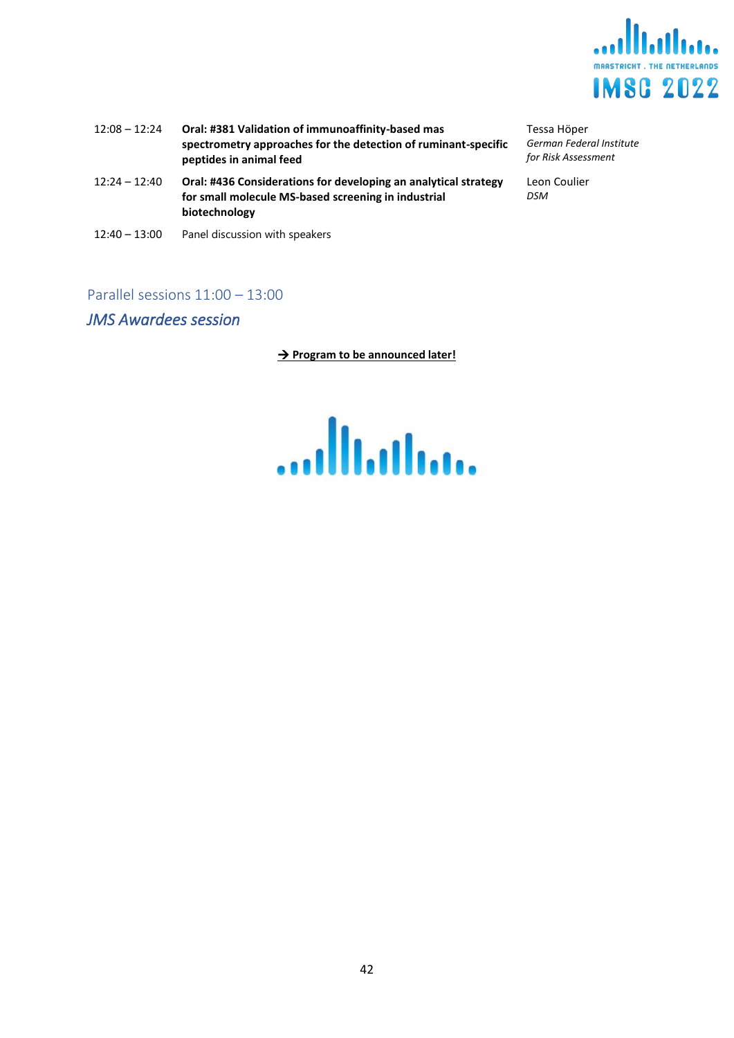| | | |
|---|---|---|
| 12:08 – 12:24 | **Oral: #381 Validation of immunoaffinity-based mas spectrometry approaches for the detection of ruminant-specific peptides in animal feed** | Tessa Höper *German Federal Institute for Risk Assessment* |
| 12:24 – 12:40 | **Oral: #436 Considerations for developing an analytical strategy for small molecule MS-based screening in industrial biotechnology** | Leon Coulier *DSM* |
| 12:40 – 13:00 | Panel discussion with speakers | |

## Parallel sessions 11:00 – 13:00

### *JMS Awardees session*

**→ Program to be announced later!**